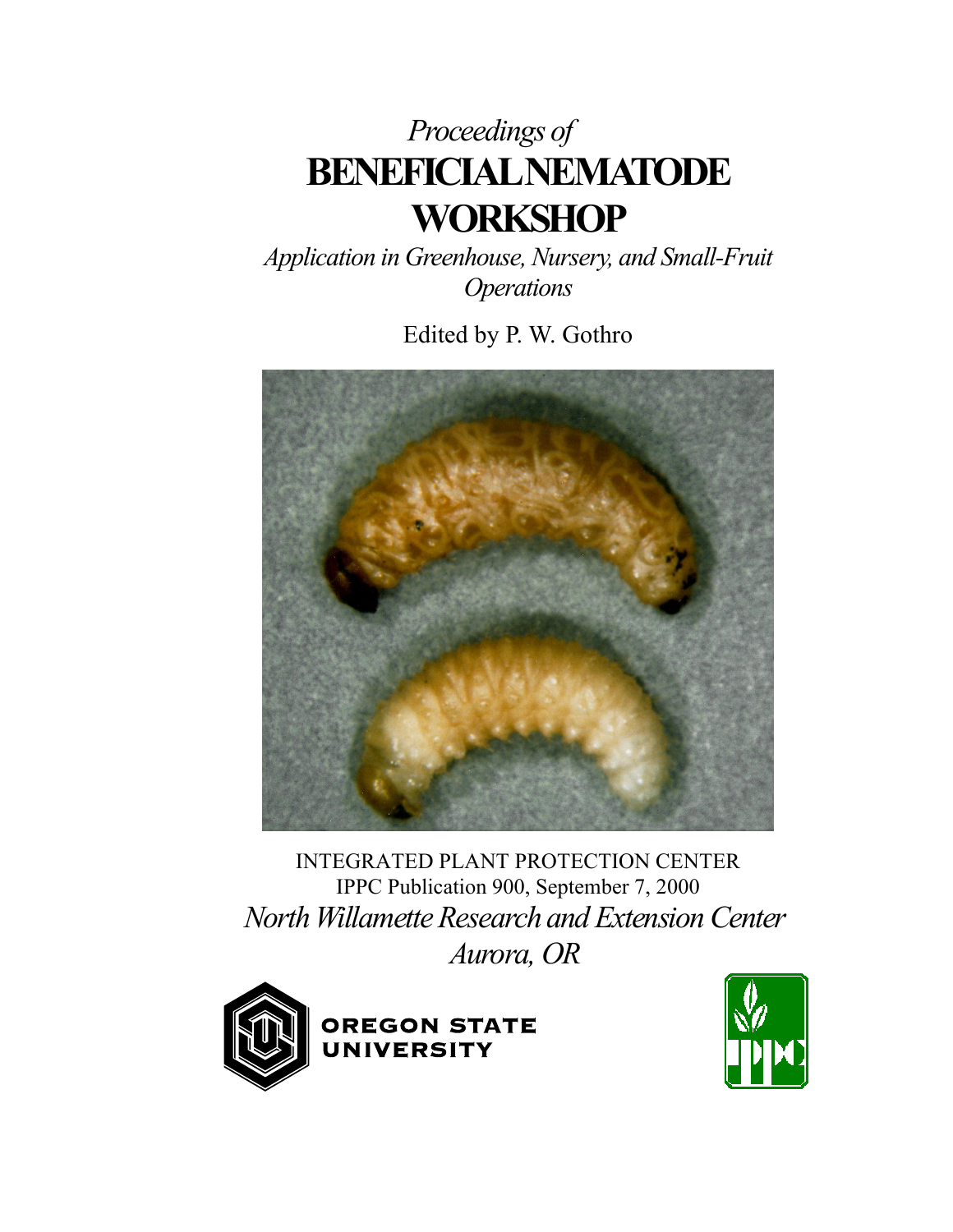*Proceedings of*

# BENEFICIAL NEMATODE WORKSHOP

*Application in Greenhouse, Nursery, and Small-Fruit Operations*

Edited by P. W. Gothro

INTEGRATED PLANT PROTECTION CENTER
IPPC Publication 900, September 7, 2000

*North Willamette Research and Extension Center*
*Aurora, OR*

OREGON STATE UNIVERSITY

IPPC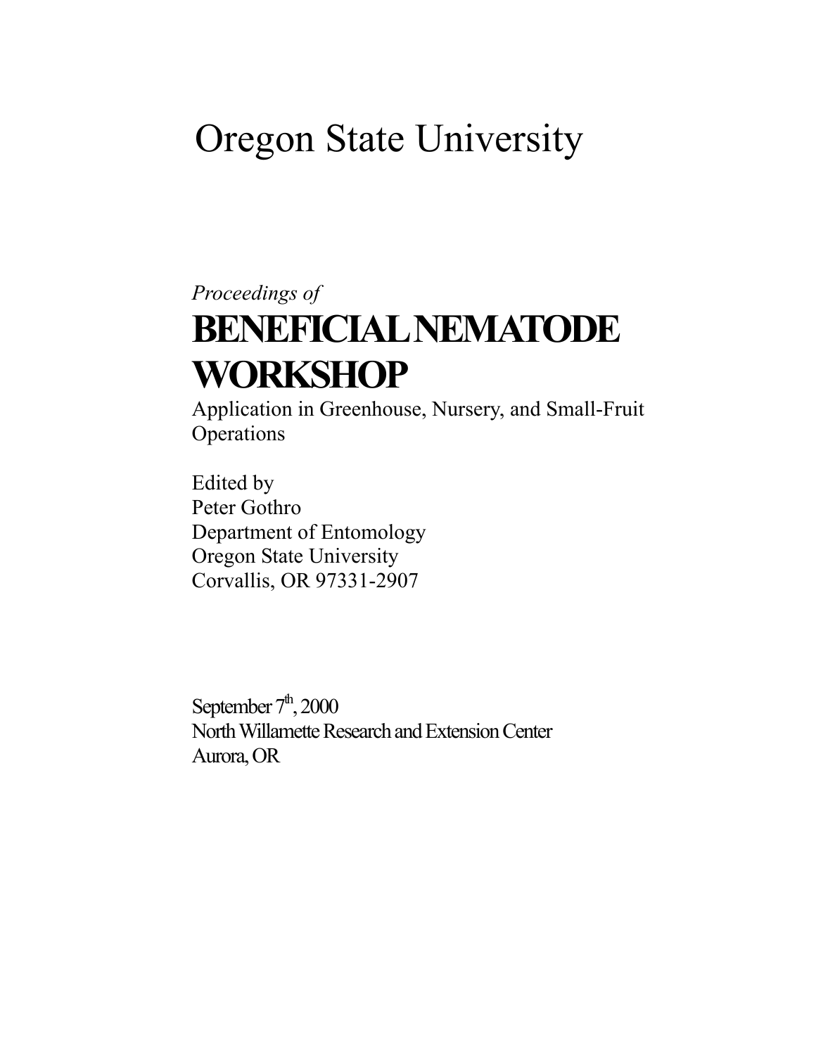# Oregon State University

*Proceedings of*

# BENEFICIAL NEMATODE WORKSHOP

Application in Greenhouse, Nursery, and Small-Fruit Operations

Edited by
Peter Gothro
Department of Entomology
Oregon State University
Corvallis, OR 97331-2907

September 7th, 2000
North Willamette Research and Extension Center
Aurora, OR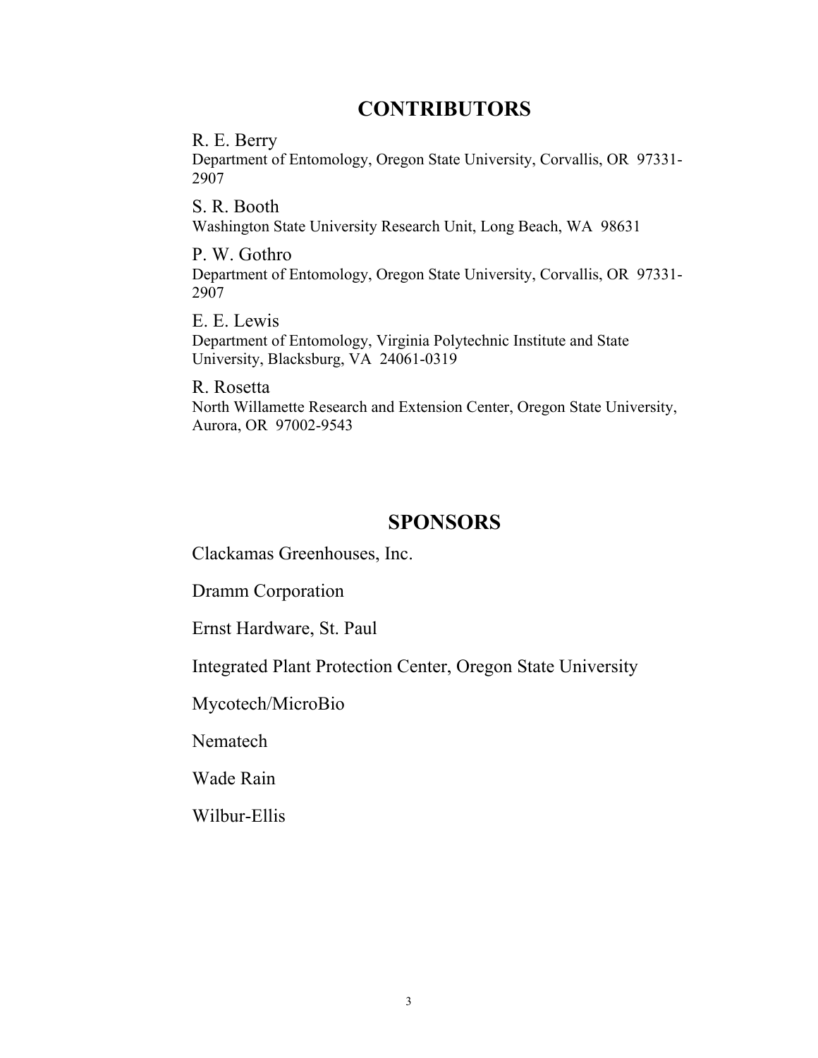# CONTRIBUTORS

R. E. Berry
Department of Entomology, Oregon State University, Corvallis, OR 97331-2907

S. R. Booth
Washington State University Research Unit, Long Beach, WA 98631

P. W. Gothro
Department of Entomology, Oregon State University, Corvallis, OR 97331-2907

E. E. Lewis
Department of Entomology, Virginia Polytechnic Institute and State University, Blacksburg, VA 24061-0319

R. Rosetta
North Willamette Research and Extension Center, Oregon State University, Aurora, OR 97002-9543

# SPONSORS

Clackamas Greenhouses, Inc.

Dramm Corporation

Ernst Hardware, St. Paul

Integrated Plant Protection Center, Oregon State University

Mycotech/MicroBio

Nematech

Wade Rain

Wilbur-Ellis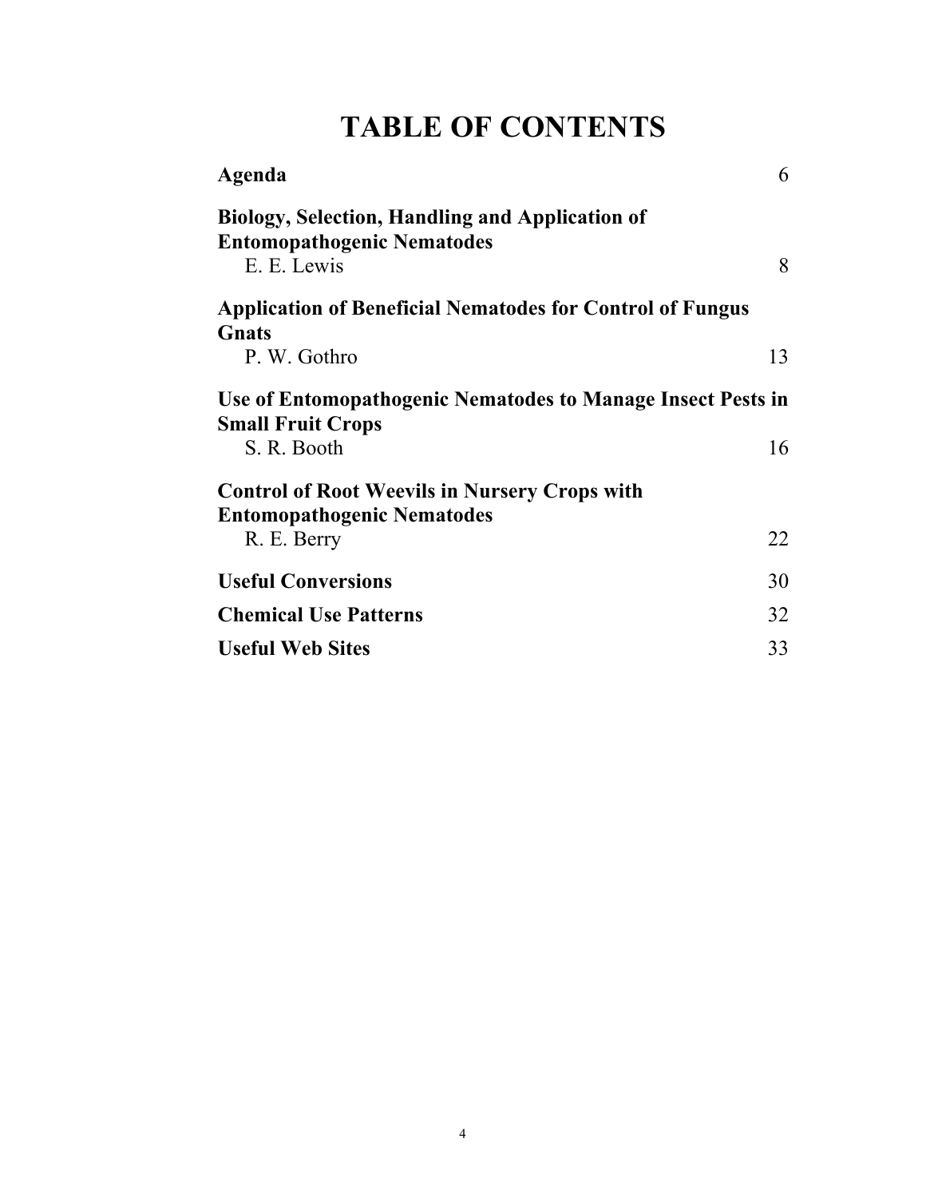# TABLE OF CONTENTS

**Agenda** 6

**Biology, Selection, Handling and Application of Entomopathogenic Nematodes**
E. E. Lewis 8

**Application of Beneficial Nematodes for Control of Fungus Gnats**
P. W. Gothro 13

**Use of Entomopathogenic Nematodes to Manage Insect Pests in Small Fruit Crops**
S. R. Booth 16

**Control of Root Weevils in Nursery Crops with Entomopathogenic Nematodes**
R. E. Berry 22

**Useful Conversions** 30

**Chemical Use Patterns** 32

**Useful Web Sites** 33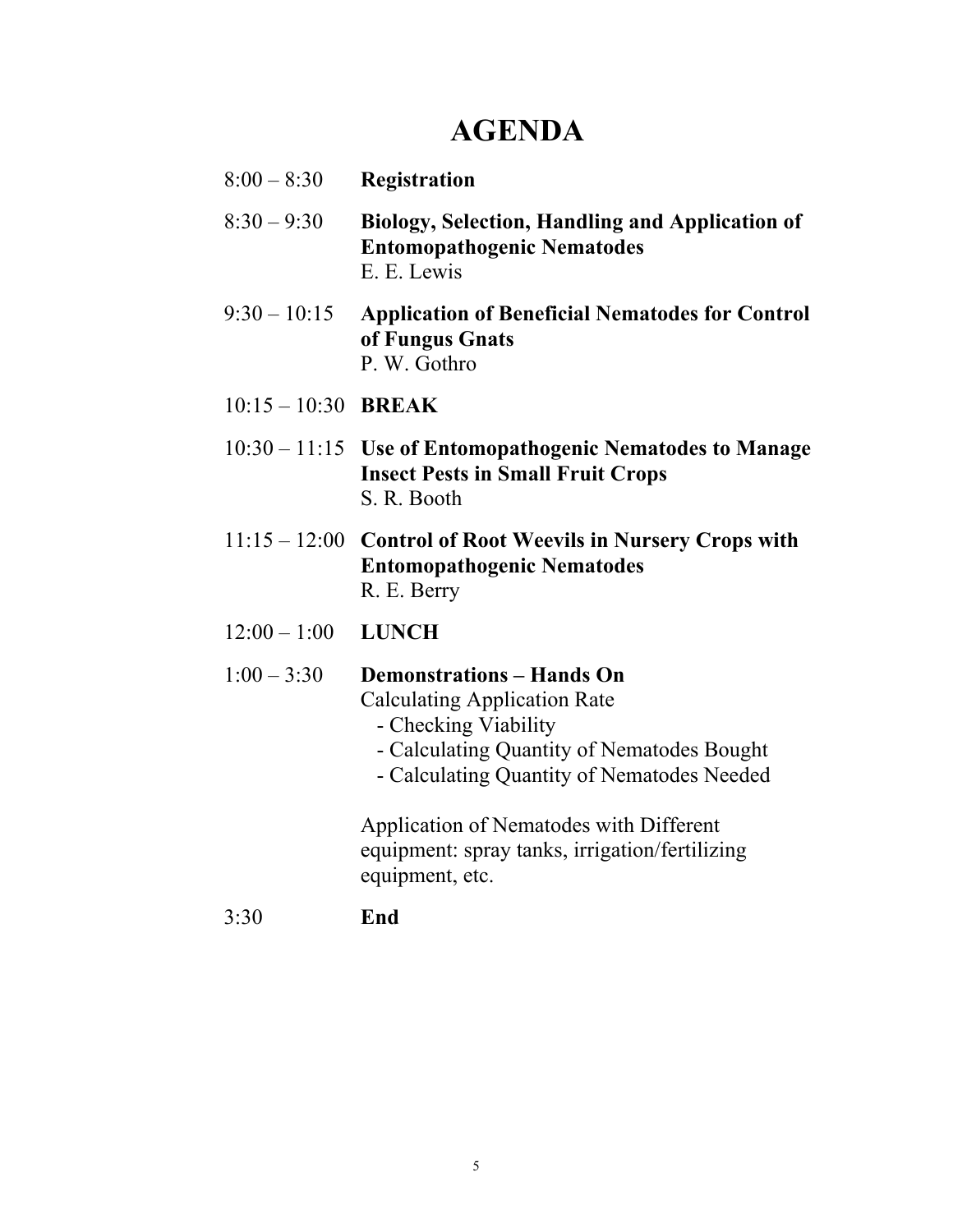# AGENDA

8:00 – 8:30 **Registration**

8:30 – 9:30 **Biology, Selection, Handling and Application of Entomopathogenic Nematodes**
E. E. Lewis

9:30 – 10:15 **Application of Beneficial Nematodes for Control of Fungus Gnats**
P. W. Gothro

10:15 – 10:30 **BREAK**

10:30 – 11:15 **Use of Entomopathogenic Nematodes to Manage Insect Pests in Small Fruit Crops**
S. R. Booth

11:15 – 12:00 **Control of Root Weevils in Nursery Crops with Entomopathogenic Nematodes**
R. E. Berry

12:00 – 1:00 **LUNCH**

1:00 – 3:30 **Demonstrations – Hands On**
Calculating Application Rate
- Checking Viability
- Calculating Quantity of Nematodes Bought
- Calculating Quantity of Nematodes Needed

Application of Nematodes with Different equipment: spray tanks, irrigation/fertilizing equipment, etc.

3:30 **End**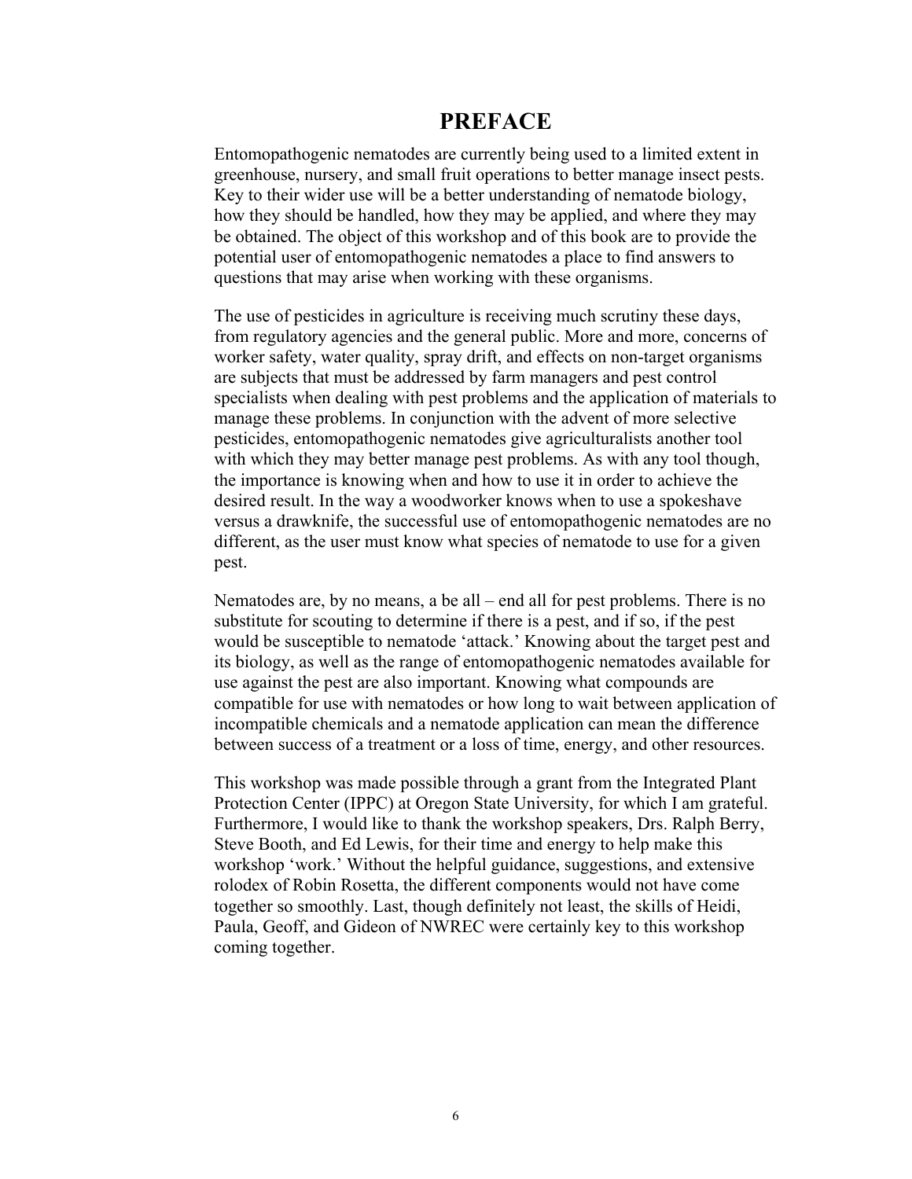# PREFACE

Entomopathogenic nematodes are currently being used to a limited extent in greenhouse, nursery, and small fruit operations to better manage insect pests. Key to their wider use will be a better understanding of nematode biology, how they should be handled, how they may be applied, and where they may be obtained. The object of this workshop and of this book are to provide the potential user of entomopathogenic nematodes a place to find answers to questions that may arise when working with these organisms.

The use of pesticides in agriculture is receiving much scrutiny these days, from regulatory agencies and the general public. More and more, concerns of worker safety, water quality, spray drift, and effects on non-target organisms are subjects that must be addressed by farm managers and pest control specialists when dealing with pest problems and the application of materials to manage these problems. In conjunction with the advent of more selective pesticides, entomopathogenic nematodes give agriculturalists another tool with which they may better manage pest problems. As with any tool though, the importance is knowing when and how to use it in order to achieve the desired result. In the way a woodworker knows when to use a spokeshave versus a drawknife, the successful use of entomopathogenic nematodes are no different, as the user must know what species of nematode to use for a given pest.

Nematodes are, by no means, a be all – end all for pest problems. There is no substitute for scouting to determine if there is a pest, and if so, if the pest would be susceptible to nematode 'attack.' Knowing about the target pest and its biology, as well as the range of entomopathogenic nematodes available for use against the pest are also important. Knowing what compounds are compatible for use with nematodes or how long to wait between application of incompatible chemicals and a nematode application can mean the difference between success of a treatment or a loss of time, energy, and other resources.

This workshop was made possible through a grant from the Integrated Plant Protection Center (IPPC) at Oregon State University, for which I am grateful. Furthermore, I would like to thank the workshop speakers, Drs. Ralph Berry, Steve Booth, and Ed Lewis, for their time and energy to help make this workshop 'work.' Without the helpful guidance, suggestions, and extensive rolodex of Robin Rosetta, the different components would not have come together so smoothly. Last, though definitely not least, the skills of Heidi, Paula, Geoff, and Gideon of NWREC were certainly key to this workshop coming together.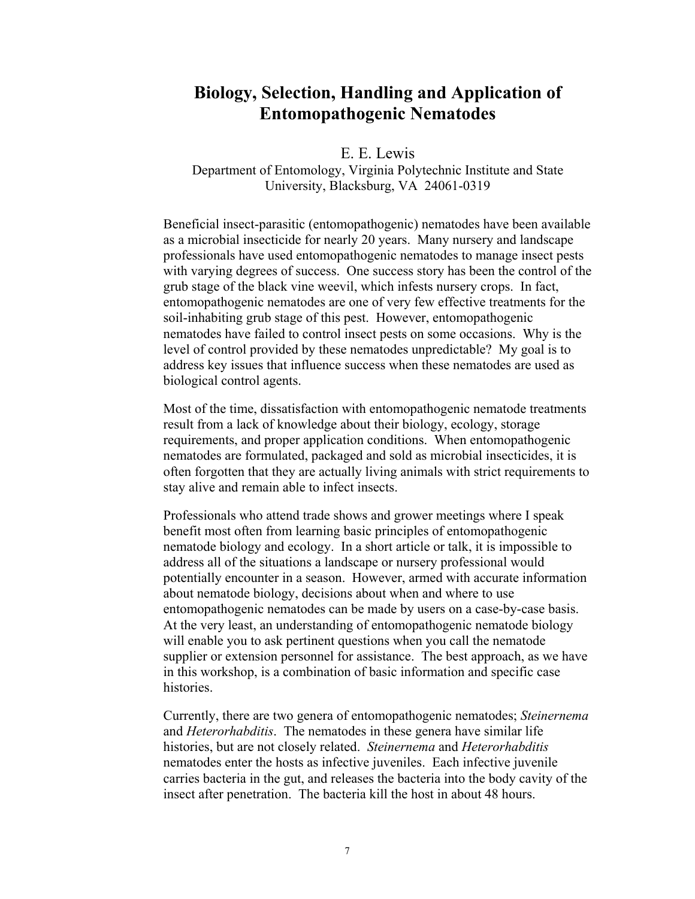# Biology, Selection, Handling and Application of Entomopathogenic Nematodes

E. E. Lewis
Department of Entomology, Virginia Polytechnic Institute and State University, Blacksburg, VA 24061-0319

Beneficial insect-parasitic (entomopathogenic) nematodes have been available as a microbial insecticide for nearly 20 years. Many nursery and landscape professionals have used entomopathogenic nematodes to manage insect pests with varying degrees of success. One success story has been the control of the grub stage of the black vine weevil, which infests nursery crops. In fact, entomopathogenic nematodes are one of very few effective treatments for the soil-inhabiting grub stage of this pest. However, entomopathogenic nematodes have failed to control insect pests on some occasions. Why is the level of control provided by these nematodes unpredictable? My goal is to address key issues that influence success when these nematodes are used as biological control agents.

Most of the time, dissatisfaction with entomopathogenic nematode treatments result from a lack of knowledge about their biology, ecology, storage requirements, and proper application conditions. When entomopathogenic nematodes are formulated, packaged and sold as microbial insecticides, it is often forgotten that they are actually living animals with strict requirements to stay alive and remain able to infect insects.

Professionals who attend trade shows and grower meetings where I speak benefit most often from learning basic principles of entomopathogenic nematode biology and ecology. In a short article or talk, it is impossible to address all of the situations a landscape or nursery professional would potentially encounter in a season. However, armed with accurate information about nematode biology, decisions about when and where to use entomopathogenic nematodes can be made by users on a case-by-case basis. At the very least, an understanding of entomopathogenic nematode biology will enable you to ask pertinent questions when you call the nematode supplier or extension personnel for assistance. The best approach, as we have in this workshop, is a combination of basic information and specific case histories.

Currently, there are two genera of entomopathogenic nematodes; *Steinernema* and *Heterorhabditis*. The nematodes in these genera have similar life histories, but are not closely related. *Steinernema* and *Heterorhabditis* nematodes enter the hosts as infective juveniles. Each infective juvenile carries bacteria in the gut, and releases the bacteria into the body cavity of the insect after penetration. The bacteria kill the host in about 48 hours.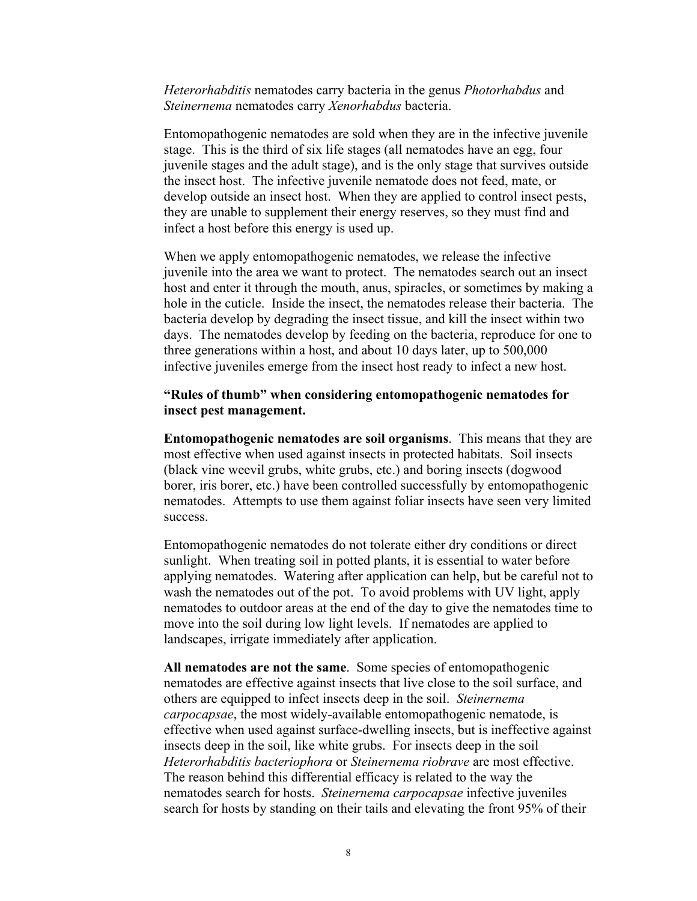*Heterorhabditis* nematodes carry bacteria in the genus *Photorhabdus* and *Steinernema* nematodes carry *Xenorhabdus* bacteria.

Entomopathogenic nematodes are sold when they are in the infective juvenile stage. This is the third of six life stages (all nematodes have an egg, four juvenile stages and the adult stage), and is the only stage that survives outside the insect host. The infective juvenile nematode does not feed, mate, or develop outside an insect host. When they are applied to control insect pests, they are unable to supplement their energy reserves, so they must find and infect a host before this energy is used up.

When we apply entomopathogenic nematodes, we release the infective juvenile into the area we want to protect. The nematodes search out an insect host and enter it through the mouth, anus, spiracles, or sometimes by making a hole in the cuticle. Inside the insect, the nematodes release their bacteria. The bacteria develop by degrading the insect tissue, and kill the insect within two days. The nematodes develop by feeding on the bacteria, reproduce for one to three generations within a host, and about 10 days later, up to 500,000 infective juveniles emerge from the insect host ready to infect a new host.

**"Rules of thumb" when considering entomopathogenic nematodes for insect pest management.**

**Entomopathogenic nematodes are soil organisms**. This means that they are most effective when used against insects in protected habitats. Soil insects (black vine weevil grubs, white grubs, etc.) and boring insects (dogwood borer, iris borer, etc.) have been controlled successfully by entomopathogenic nematodes. Attempts to use them against foliar insects have seen very limited success.

Entomopathogenic nematodes do not tolerate either dry conditions or direct sunlight. When treating soil in potted plants, it is essential to water before applying nematodes. Watering after application can help, but be careful not to wash the nematodes out of the pot. To avoid problems with UV light, apply nematodes to outdoor areas at the end of the day to give the nematodes time to move into the soil during low light levels. If nematodes are applied to landscapes, irrigate immediately after application.

**All nematodes are not the same**. Some species of entomopathogenic nematodes are effective against insects that live close to the soil surface, and others are equipped to infect insects deep in the soil. *Steinernema carpocapsae*, the most widely-available entomopathogenic nematode, is effective when used against surface-dwelling insects, but is ineffective against insects deep in the soil, like white grubs. For insects deep in the soil *Heterorhabditis bacteriophora* or *Steinernema riobrave* are most effective. The reason behind this differential efficacy is related to the way the nematodes search for hosts. *Steinernema carpocapsae* infective juveniles search for hosts by standing on their tails and elevating the front 95% of their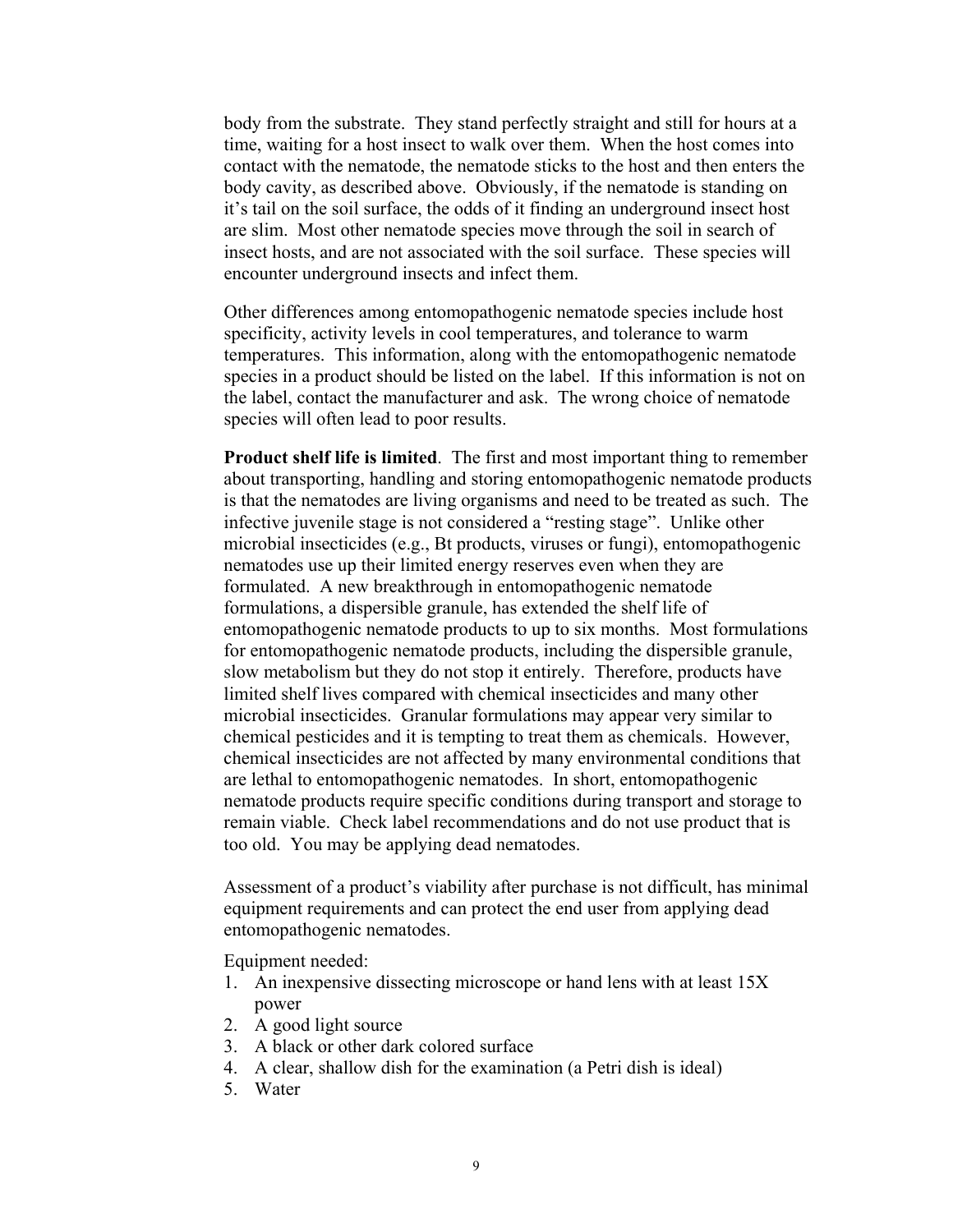body from the substrate. They stand perfectly straight and still for hours at a time, waiting for a host insect to walk over them. When the host comes into contact with the nematode, the nematode sticks to the host and then enters the body cavity, as described above. Obviously, if the nematode is standing on it's tail on the soil surface, the odds of it finding an underground insect host are slim. Most other nematode species move through the soil in search of insect hosts, and are not associated with the soil surface. These species will encounter underground insects and infect them.

Other differences among entomopathogenic nematode species include host specificity, activity levels in cool temperatures, and tolerance to warm temperatures. This information, along with the entomopathogenic nematode species in a product should be listed on the label. If this information is not on the label, contact the manufacturer and ask. The wrong choice of nematode species will often lead to poor results.

**Product shelf life is limited**. The first and most important thing to remember about transporting, handling and storing entomopathogenic nematode products is that the nematodes are living organisms and need to be treated as such. The infective juvenile stage is not considered a "resting stage". Unlike other microbial insecticides (e.g., Bt products, viruses or fungi), entomopathogenic nematodes use up their limited energy reserves even when they are formulated. A new breakthrough in entomopathogenic nematode formulations, a dispersible granule, has extended the shelf life of entomopathogenic nematode products to up to six months. Most formulations for entomopathogenic nematode products, including the dispersible granule, slow metabolism but they do not stop it entirely. Therefore, products have limited shelf lives compared with chemical insecticides and many other microbial insecticides. Granular formulations may appear very similar to chemical pesticides and it is tempting to treat them as chemicals. However, chemical insecticides are not affected by many environmental conditions that are lethal to entomopathogenic nematodes. In short, entomopathogenic nematode products require specific conditions during transport and storage to remain viable. Check label recommendations and do not use product that is too old. You may be applying dead nematodes.

Assessment of a product's viability after purchase is not difficult, has minimal equipment requirements and can protect the end user from applying dead entomopathogenic nematodes.

Equipment needed:

1. An inexpensive dissecting microscope or hand lens with at least 15X power
2. A good light source
3. A black or other dark colored surface
4. A clear, shallow dish for the examination (a Petri dish is ideal)
5. Water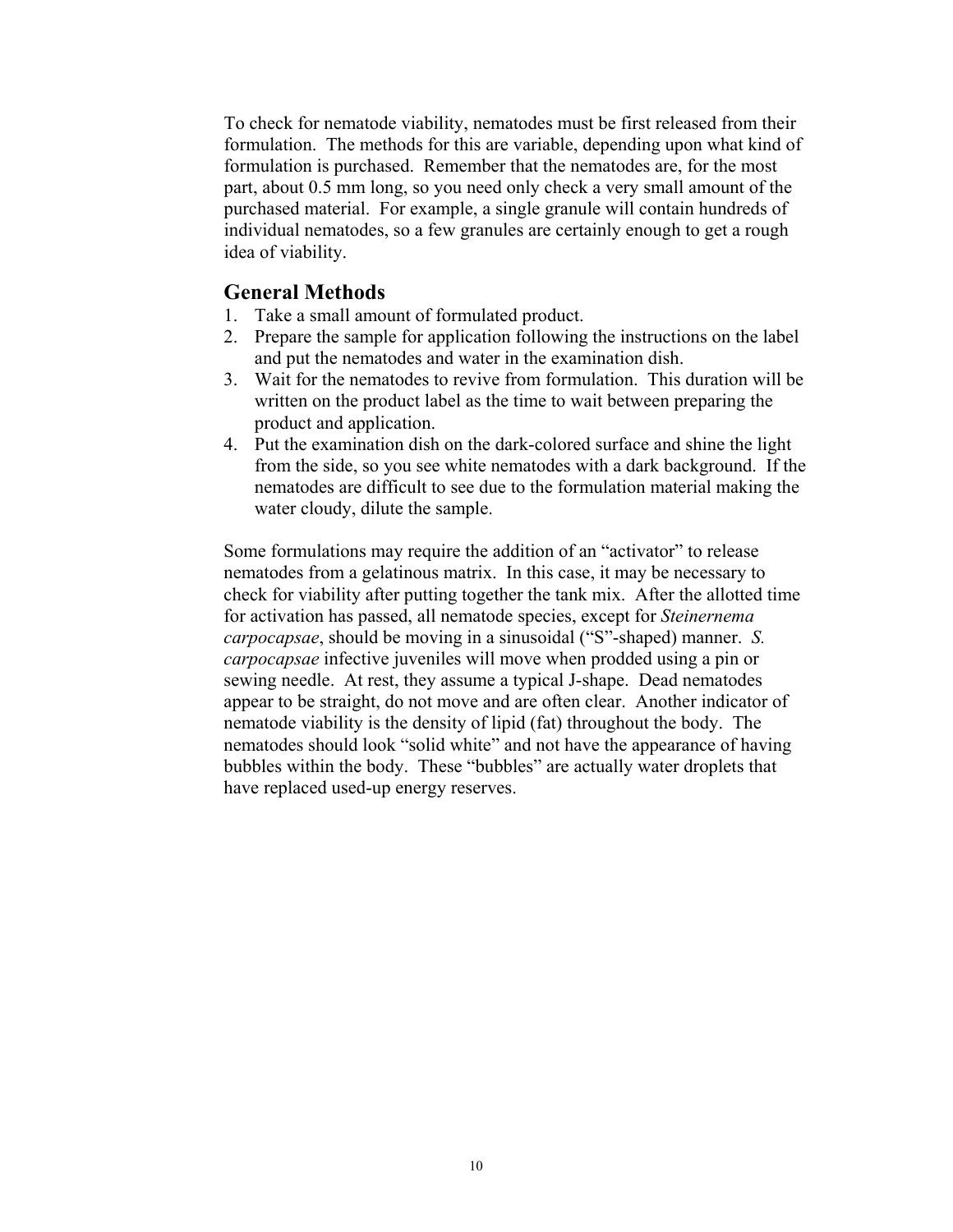To check for nematode viability, nematodes must be first released from their formulation. The methods for this are variable, depending upon what kind of formulation is purchased. Remember that the nematodes are, for the most part, about 0.5 mm long, so you need only check a very small amount of the purchased material. For example, a single granule will contain hundreds of individual nematodes, so a few granules are certainly enough to get a rough idea of viability.

## General Methods

1. Take a small amount of formulated product.
2. Prepare the sample for application following the instructions on the label and put the nematodes and water in the examination dish.
3. Wait for the nematodes to revive from formulation. This duration will be written on the product label as the time to wait between preparing the product and application.
4. Put the examination dish on the dark-colored surface and shine the light from the side, so you see white nematodes with a dark background. If the nematodes are difficult to see due to the formulation material making the water cloudy, dilute the sample.

Some formulations may require the addition of an "activator" to release nematodes from a gelatinous matrix. In this case, it may be necessary to check for viability after putting together the tank mix. After the allotted time for activation has passed, all nematode species, except for *Steinernema carpocapsae*, should be moving in a sinusoidal ("S"-shaped) manner. *S. carpocapsae* infective juveniles will move when prodded using a pin or sewing needle. At rest, they assume a typical J-shape. Dead nematodes appear to be straight, do not move and are often clear. Another indicator of nematode viability is the density of lipid (fat) throughout the body. The nematodes should look "solid white" and not have the appearance of having bubbles within the body. These "bubbles" are actually water droplets that have replaced used-up energy reserves.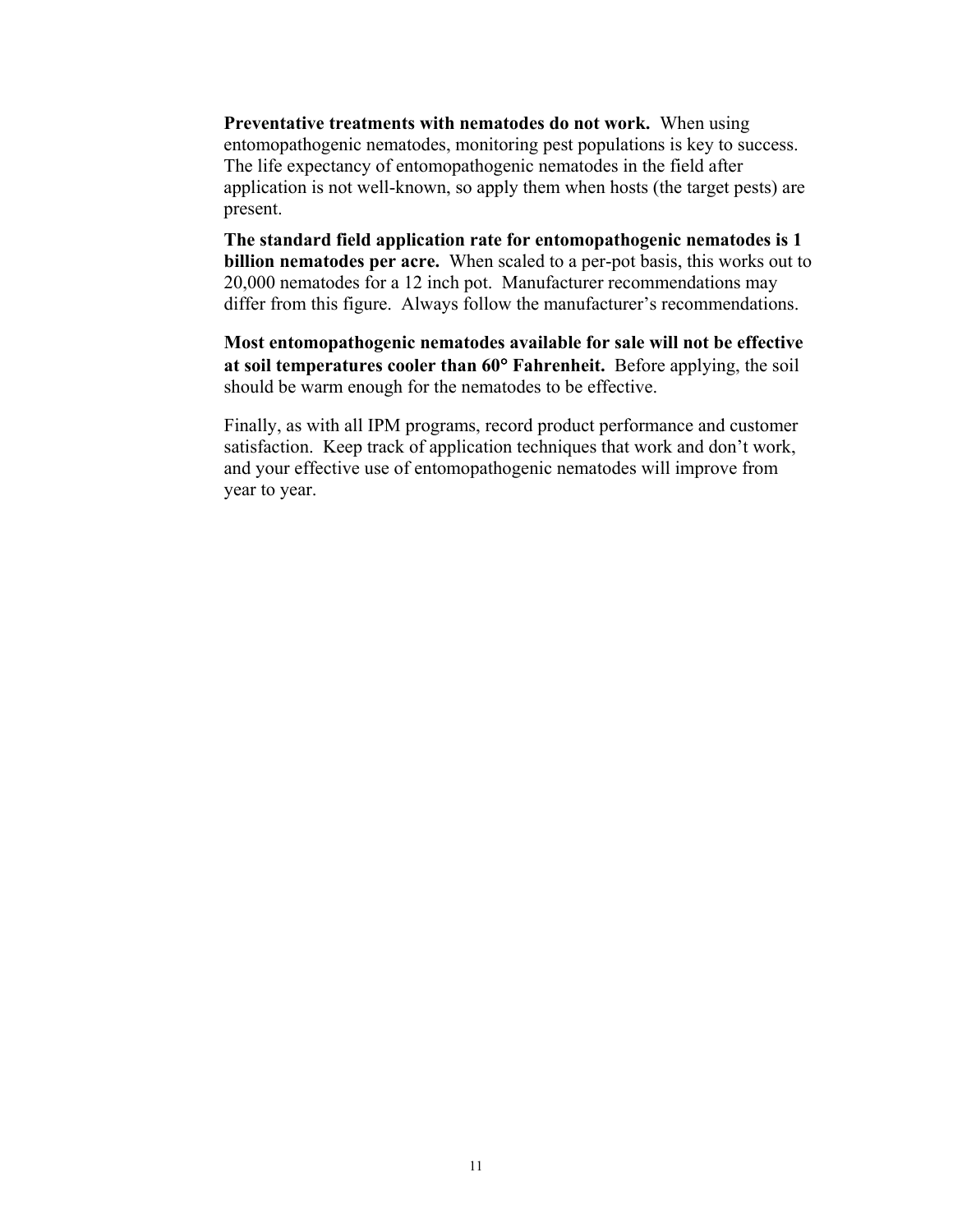**Preventative treatments with nematodes do not work.** When using entomopathogenic nematodes, monitoring pest populations is key to success. The life expectancy of entomopathogenic nematodes in the field after application is not well-known, so apply them when hosts (the target pests) are present.

**The standard field application rate for entomopathogenic nematodes is 1 billion nematodes per acre.** When scaled to a per-pot basis, this works out to 20,000 nematodes for a 12 inch pot. Manufacturer recommendations may differ from this figure. Always follow the manufacturer's recommendations.

**Most entomopathogenic nematodes available for sale will not be effective at soil temperatures cooler than 60° Fahrenheit.** Before applying, the soil should be warm enough for the nematodes to be effective.

Finally, as with all IPM programs, record product performance and customer satisfaction. Keep track of application techniques that work and don't work, and your effective use of entomopathogenic nematodes will improve from year to year.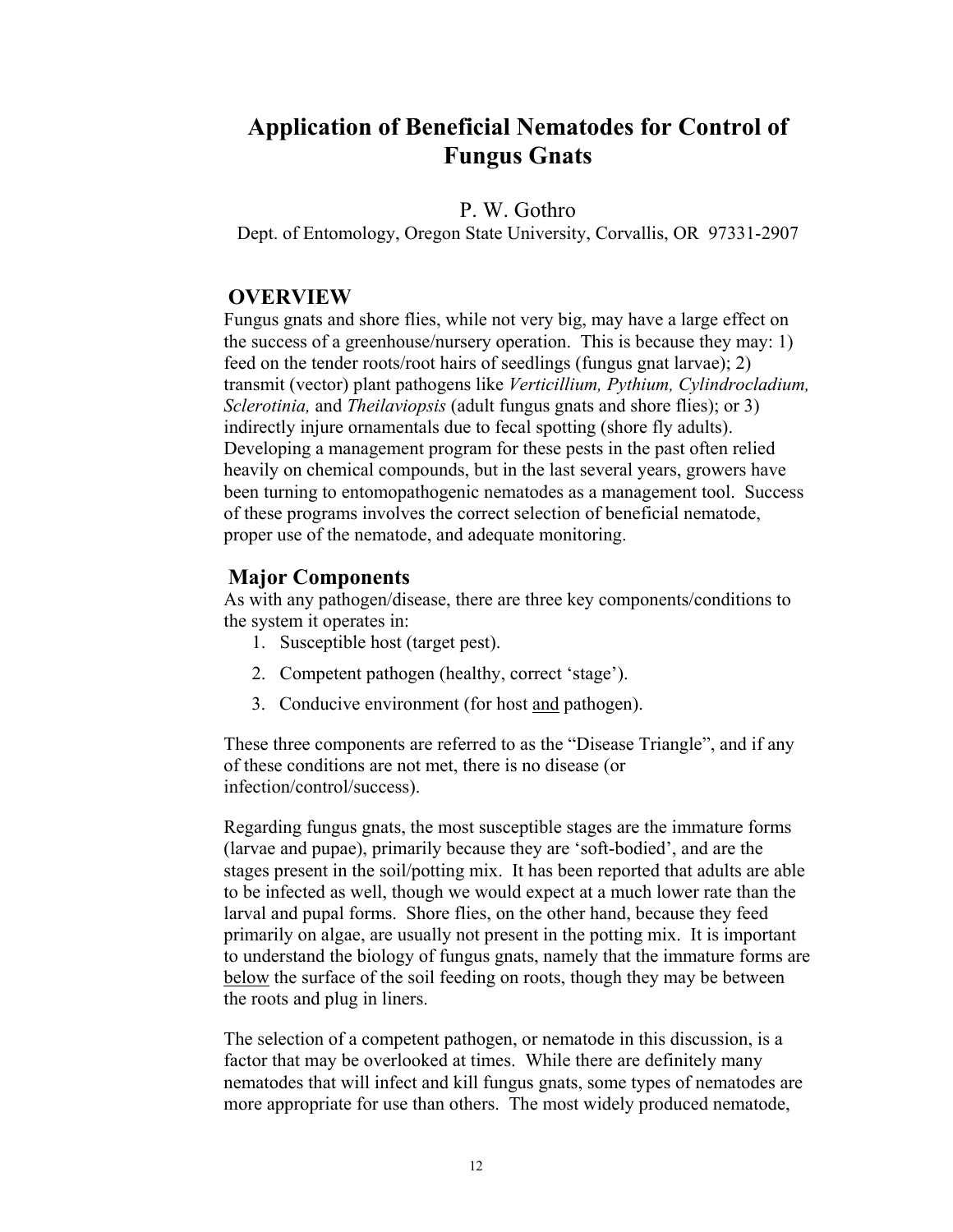# Application of Beneficial Nematodes for Control of Fungus Gnats

P. W. Gothro

Dept. of Entomology, Oregon State University, Corvallis, OR 97331-2907

## OVERVIEW

Fungus gnats and shore flies, while not very big, may have a large effect on the success of a greenhouse/nursery operation. This is because they may: 1) feed on the tender roots/root hairs of seedlings (fungus gnat larvae); 2) transmit (vector) plant pathogens like *Verticillium, Pythium, Cylindrocladium, Sclerotinia,* and *Theilaviopsis* (adult fungus gnats and shore flies); or 3) indirectly injure ornamentals due to fecal spotting (shore fly adults). Developing a management program for these pests in the past often relied heavily on chemical compounds, but in the last several years, growers have been turning to entomopathogenic nematodes as a management tool. Success of these programs involves the correct selection of beneficial nematode, proper use of the nematode, and adequate monitoring.

## Major Components

As with any pathogen/disease, there are three key components/conditions to the system it operates in:

1. Susceptible host (target pest).
2. Competent pathogen (healthy, correct 'stage').
3. Conducive environment (for host <u>and</u> pathogen).

These three components are referred to as the "Disease Triangle", and if any of these conditions are not met, there is no disease (or infection/control/success).

Regarding fungus gnats, the most susceptible stages are the immature forms (larvae and pupae), primarily because they are 'soft-bodied', and are the stages present in the soil/potting mix. It has been reported that adults are able to be infected as well, though we would expect at a much lower rate than the larval and pupal forms. Shore flies, on the other hand, because they feed primarily on algae, are usually not present in the potting mix. It is important to understand the biology of fungus gnats, namely that the immature forms are <u>below</u> the surface of the soil feeding on roots, though they may be between the roots and plug in liners.

The selection of a competent pathogen, or nematode in this discussion, is a factor that may be overlooked at times. While there are definitely many nematodes that will infect and kill fungus gnats, some types of nematodes are more appropriate for use than others. The most widely produced nematode,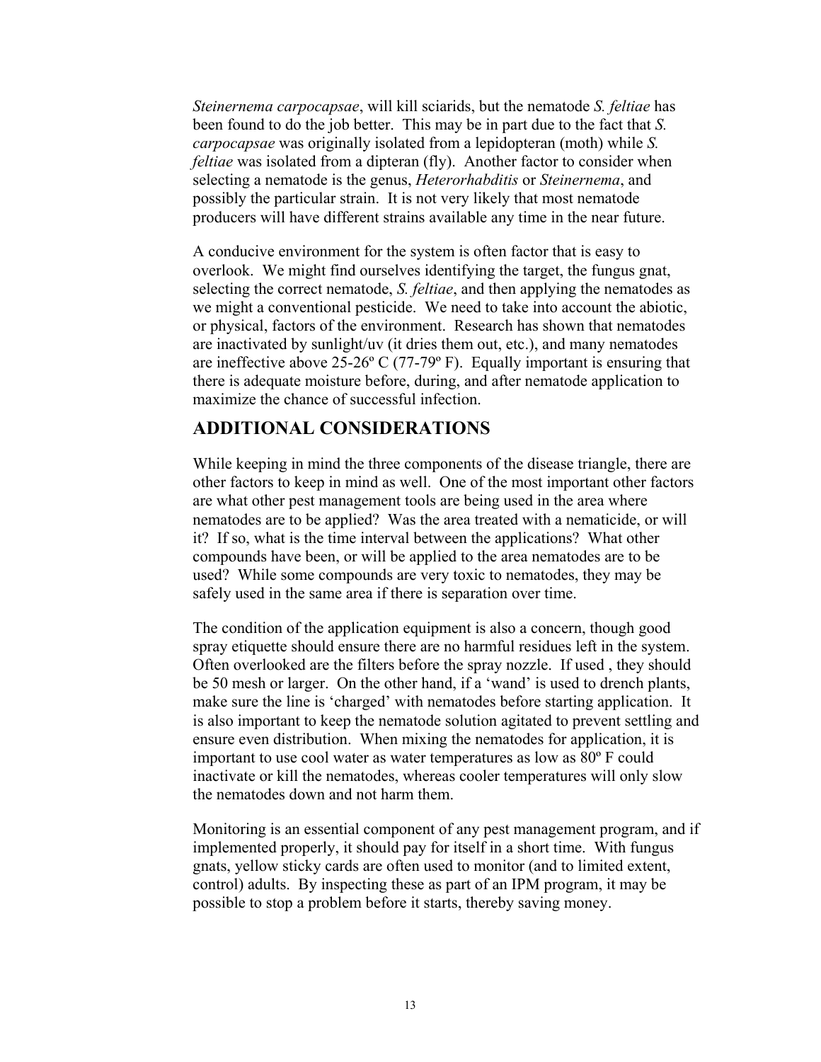*Steinernema carpocapsae*, will kill sciarids, but the nematode *S. feltiae* has been found to do the job better. This may be in part due to the fact that *S. carpocapsae* was originally isolated from a lepidopteran (moth) while *S. feltiae* was isolated from a dipteran (fly). Another factor to consider when selecting a nematode is the genus, *Heterorhabditis* or *Steinernema*, and possibly the particular strain. It is not very likely that most nematode producers will have different strains available any time in the near future.

A conducive environment for the system is often factor that is easy to overlook. We might find ourselves identifying the target, the fungus gnat, selecting the correct nematode, *S. feltiae*, and then applying the nematodes as we might a conventional pesticide. We need to take into account the abiotic, or physical, factors of the environment. Research has shown that nematodes are inactivated by sunlight/uv (it dries them out, etc.), and many nematodes are ineffective above 25-26º C (77-79º F). Equally important is ensuring that there is adequate moisture before, during, and after nematode application to maximize the chance of successful infection.

## ADDITIONAL CONSIDERATIONS

While keeping in mind the three components of the disease triangle, there are other factors to keep in mind as well. One of the most important other factors are what other pest management tools are being used in the area where nematodes are to be applied? Was the area treated with a nematicide, or will it? If so, what is the time interval between the applications? What other compounds have been, or will be applied to the area nematodes are to be used? While some compounds are very toxic to nematodes, they may be safely used in the same area if there is separation over time.

The condition of the application equipment is also a concern, though good spray etiquette should ensure there are no harmful residues left in the system. Often overlooked are the filters before the spray nozzle. If used , they should be 50 mesh or larger. On the other hand, if a 'wand' is used to drench plants, make sure the line is 'charged' with nematodes before starting application. It is also important to keep the nematode solution agitated to prevent settling and ensure even distribution. When mixing the nematodes for application, it is important to use cool water as water temperatures as low as 80º F could inactivate or kill the nematodes, whereas cooler temperatures will only slow the nematodes down and not harm them.

Monitoring is an essential component of any pest management program, and if implemented properly, it should pay for itself in a short time. With fungus gnats, yellow sticky cards are often used to monitor (and to limited extent, control) adults. By inspecting these as part of an IPM program, it may be possible to stop a problem before it starts, thereby saving money.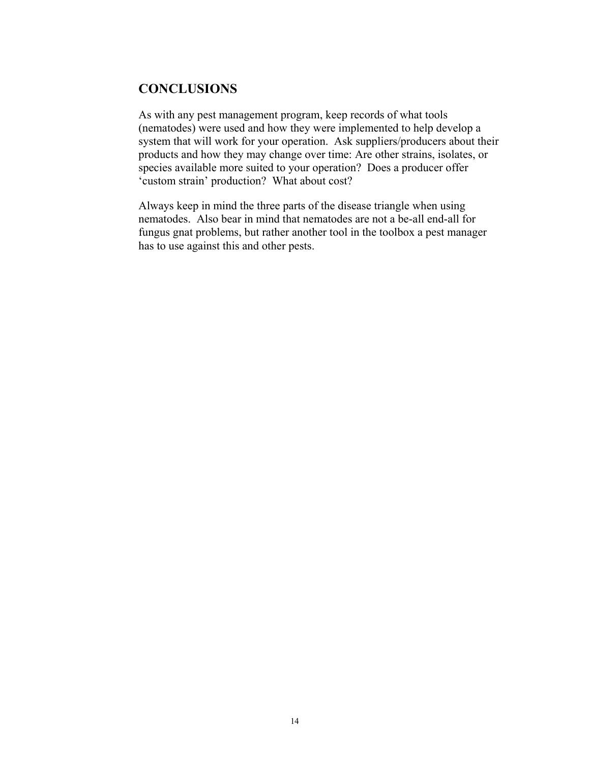## CONCLUSIONS

As with any pest management program, keep records of what tools (nematodes) were used and how they were implemented to help develop a system that will work for your operation. Ask suppliers/producers about their products and how they may change over time: Are other strains, isolates, or species available more suited to your operation? Does a producer offer 'custom strain' production? What about cost?

Always keep in mind the three parts of the disease triangle when using nematodes. Also bear in mind that nematodes are not a be-all end-all for fungus gnat problems, but rather another tool in the toolbox a pest manager has to use against this and other pests.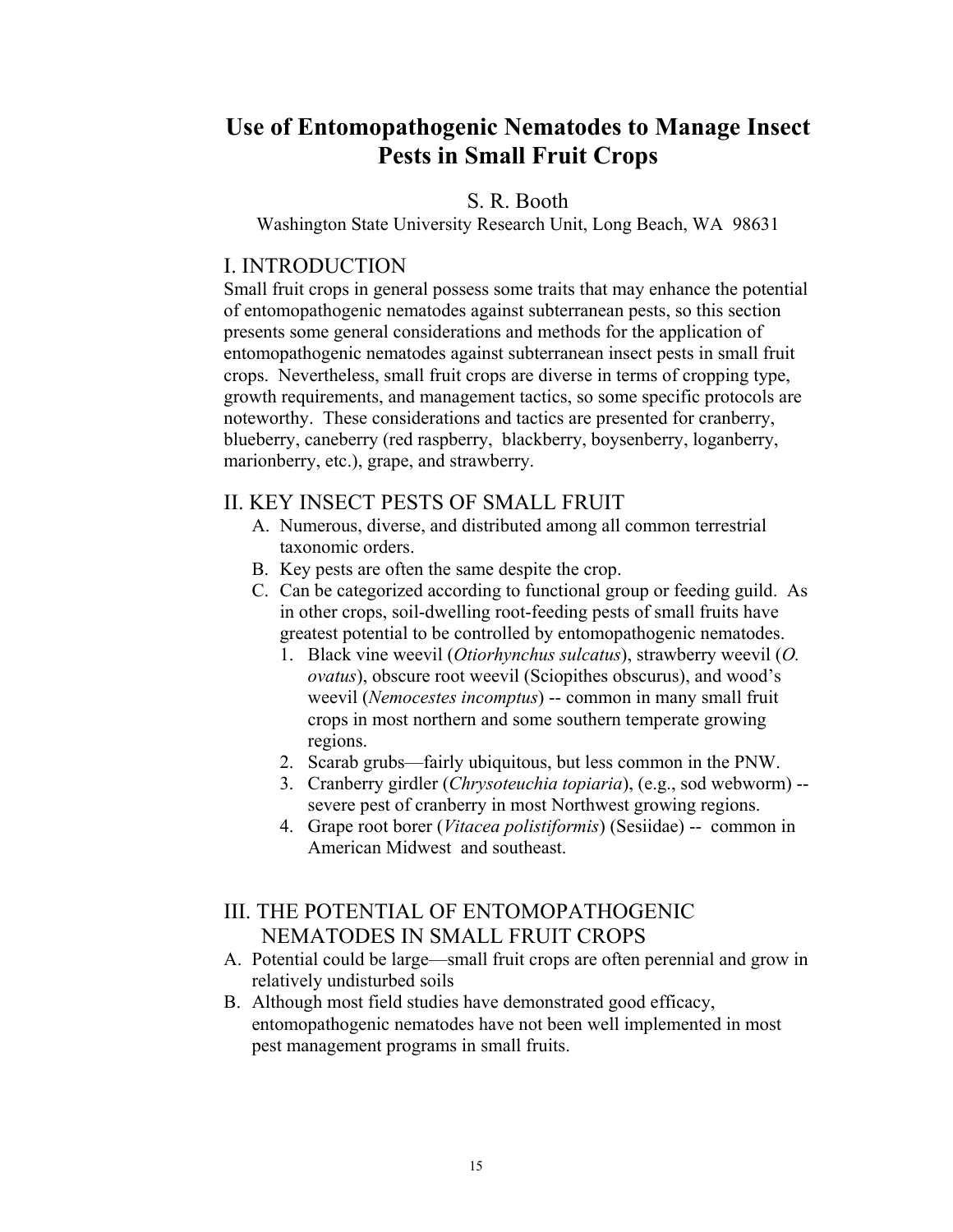# Use of Entomopathogenic Nematodes to Manage Insect Pests in Small Fruit Crops

S. R. Booth

Washington State University Research Unit, Long Beach, WA 98631

## I. INTRODUCTION

Small fruit crops in general possess some traits that may enhance the potential of entomopathogenic nematodes against subterranean pests, so this section presents some general considerations and methods for the application of entomopathogenic nematodes against subterranean insect pests in small fruit crops. Nevertheless, small fruit crops are diverse in terms of cropping type, growth requirements, and management tactics, so some specific protocols are noteworthy. These considerations and tactics are presented for cranberry, blueberry, caneberry (red raspberry, blackberry, boysenberry, loganberry, marionberry, etc.), grape, and strawberry.

## II. KEY INSECT PESTS OF SMALL FRUIT

A. Numerous, diverse, and distributed among all common terrestrial taxonomic orders.

B. Key pests are often the same despite the crop.

C. Can be categorized according to functional group or feeding guild. As in other crops, soil-dwelling root-feeding pests of small fruits have greatest potential to be controlled by entomopathogenic nematodes.

1. Black vine weevil (*Otiorhynchus sulcatus*), strawberry weevil (*O. ovatus*), obscure root weevil (Sciopithes obscurus), and wood's weevil (*Nemocestes incomptus*) -- common in many small fruit crops in most northern and some southern temperate growing regions.
2. Scarab grubs—fairly ubiquitous, but less common in the PNW.
3. Cranberry girdler (*Chrysoteuchia topiaria*), (e.g., sod webworm) -- severe pest of cranberry in most Northwest growing regions.
4. Grape root borer (*Vitacea polistiformis*) (Sesiidae) -- common in American Midwest and southeast.

## III. THE POTENTIAL OF ENTOMOPATHOGENIC NEMATODES IN SMALL FRUIT CROPS

A. Potential could be large—small fruit crops are often perennial and grow in relatively undisturbed soils

B. Although most field studies have demonstrated good efficacy, entomopathogenic nematodes have not been well implemented in most pest management programs in small fruits.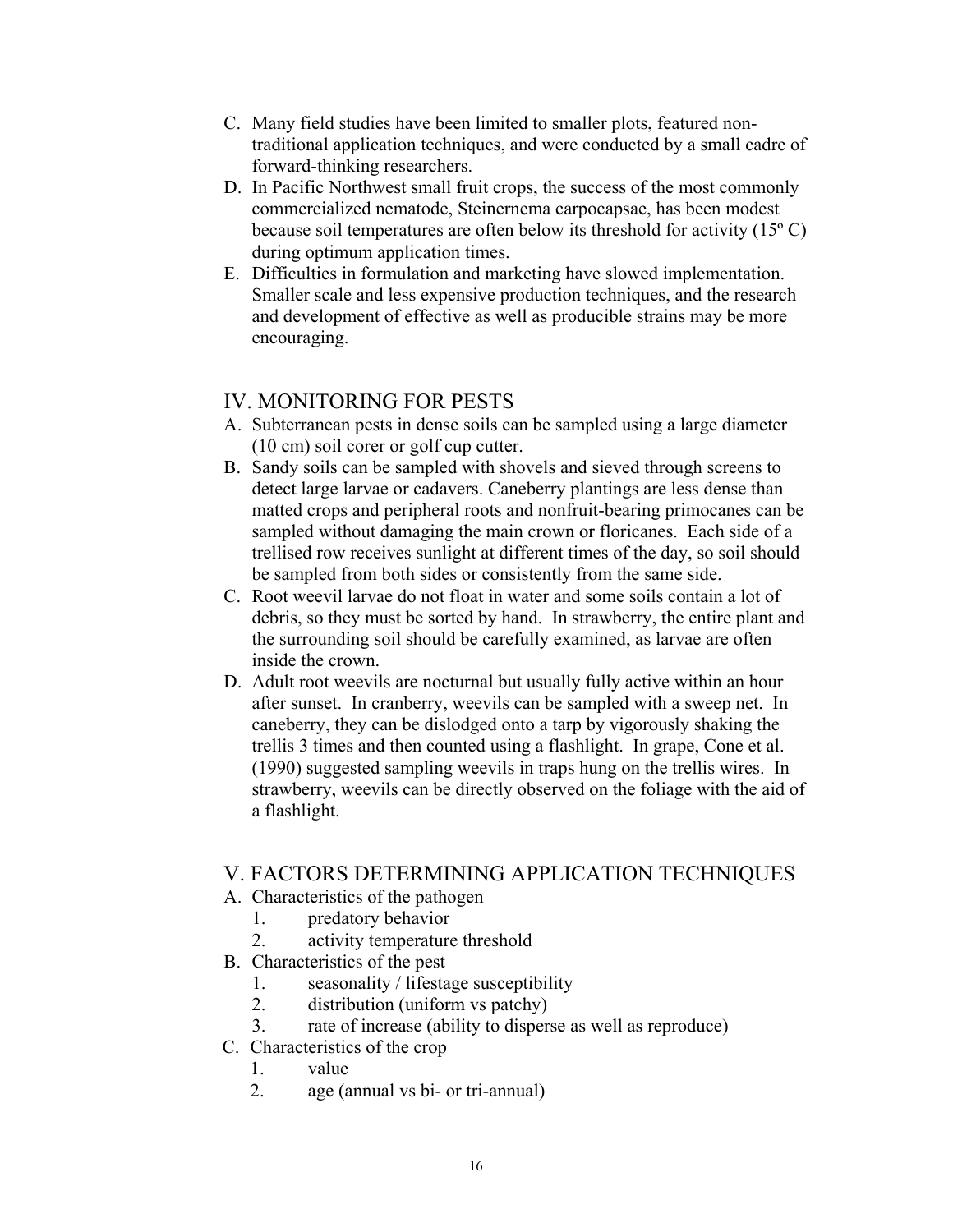C. Many field studies have been limited to smaller plots, featured non-traditional application techniques, and were conducted by a small cadre of forward-thinking researchers.

D. In Pacific Northwest small fruit crops, the success of the most commonly commercialized nematode, Steinernema carpocapsae, has been modest because soil temperatures are often below its threshold for activity (15º C) during optimum application times.

E. Difficulties in formulation and marketing have slowed implementation. Smaller scale and less expensive production techniques, and the research and development of effective as well as producible strains may be more encouraging.

## IV. MONITORING FOR PESTS

A. Subterranean pests in dense soils can be sampled using a large diameter (10 cm) soil corer or golf cup cutter.

B. Sandy soils can be sampled with shovels and sieved through screens to detect large larvae or cadavers. Caneberry plantings are less dense than matted crops and peripheral roots and nonfruit-bearing primocanes can be sampled without damaging the main crown or floricanes. Each side of a trellised row receives sunlight at different times of the day, so soil should be sampled from both sides or consistently from the same side.

C. Root weevil larvae do not float in water and some soils contain a lot of debris, so they must be sorted by hand. In strawberry, the entire plant and the surrounding soil should be carefully examined, as larvae are often inside the crown.

D. Adult root weevils are nocturnal but usually fully active within an hour after sunset. In cranberry, weevils can be sampled with a sweep net. In caneberry, they can be dislodged onto a tarp by vigorously shaking the trellis 3 times and then counted using a flashlight. In grape, Cone et al. (1990) suggested sampling weevils in traps hung on the trellis wires. In strawberry, weevils can be directly observed on the foliage with the aid of a flashlight.

## V. FACTORS DETERMINING APPLICATION TECHNIQUES

A. Characteristics of the pathogen
   1. predatory behavior
   2. activity temperature threshold

B. Characteristics of the pest
   1. seasonality / lifestage susceptibility
   2. distribution (uniform vs patchy)
   3. rate of increase (ability to disperse as well as reproduce)

C. Characteristics of the crop
   1. value
   2. age (annual vs bi- or tri-annual)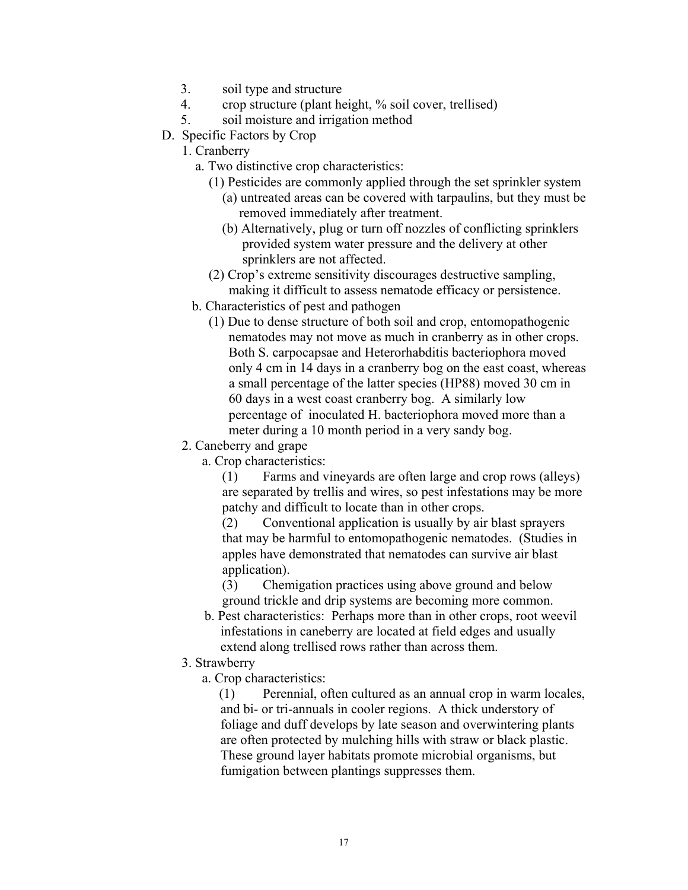3. soil type and structure
4. crop structure (plant height, % soil cover, trellised)
5. soil moisture and irrigation method

D. Specific Factors by Crop

1. Cranberry

   a. Two distinctive crop characteristics:

      (1) Pesticides are commonly applied through the set sprinkler system

         (a) untreated areas can be covered with tarpaulins, but they must be removed immediately after treatment.

         (b) Alternatively, plug or turn off nozzles of conflicting sprinklers provided system water pressure and the delivery at other sprinklers are not affected.

      (2) Crop's extreme sensitivity discourages destructive sampling, making it difficult to assess nematode efficacy or persistence.

   b. Characteristics of pest and pathogen

      (1) Due to dense structure of both soil and crop, entomopathogenic nematodes may not move as much in cranberry as in other crops. Both S. carpocapsae and Heterorhabditis bacteriophora moved only 4 cm in 14 days in a cranberry bog on the east coast, whereas a small percentage of the latter species (HP88) moved 30 cm in 60 days in a west coast cranberry bog. A similarly low percentage of inoculated H. bacteriophora moved more than a meter during a 10 month period in a very sandy bog.

2. Caneberry and grape

   a. Crop characteristics:

      (1) Farms and vineyards are often large and crop rows (alleys) are separated by trellis and wires, so pest infestations may be more patchy and difficult to locate than in other crops.

      (2) Conventional application is usually by air blast sprayers that may be harmful to entomopathogenic nematodes. (Studies in apples have demonstrated that nematodes can survive air blast application).

      (3) Chemigation practices using above ground and below ground trickle and drip systems are becoming more common.

   b. Pest characteristics: Perhaps more than in other crops, root weevil infestations in caneberry are located at field edges and usually extend along trellised rows rather than across them.

3. Strawberry

   a. Crop characteristics:

      (1) Perennial, often cultured as an annual crop in warm locales, and bi- or tri-annuals in cooler regions. A thick understory of foliage and duff develops by late season and overwintering plants are often protected by mulching hills with straw or black plastic. These ground layer habitats promote microbial organisms, but fumigation between plantings suppresses them.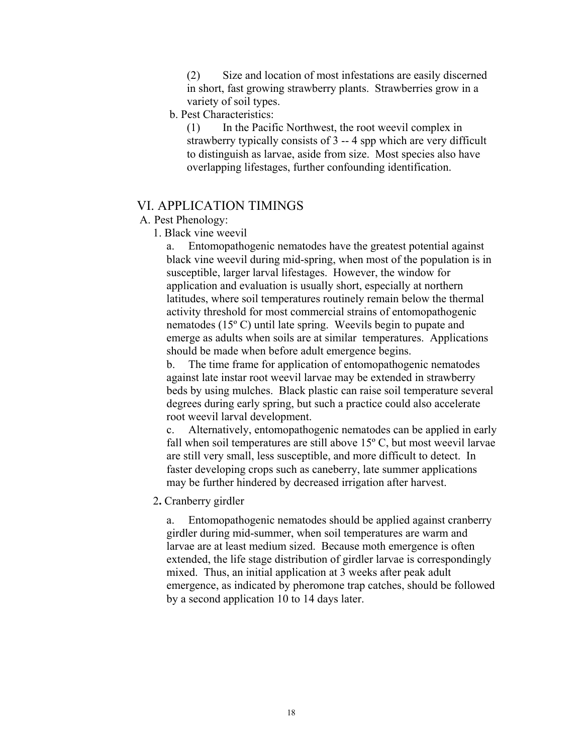(2) Size and location of most infestations are easily discerned in short, fast growing strawberry plants. Strawberries grow in a variety of soil types.

b. Pest Characteristics:

(1) In the Pacific Northwest, the root weevil complex in strawberry typically consists of 3 -- 4 spp which are very difficult to distinguish as larvae, aside from size. Most species also have overlapping lifestages, further confounding identification.

## VI. APPLICATION TIMINGS

A. Pest Phenology:

1. Black vine weevil

a. Entomopathogenic nematodes have the greatest potential against black vine weevil during mid-spring, when most of the population is in susceptible, larger larval lifestages. However, the window for application and evaluation is usually short, especially at northern latitudes, where soil temperatures routinely remain below the thermal activity threshold for most commercial strains of entomopathogenic nematodes (15º C) until late spring. Weevils begin to pupate and emerge as adults when soils are at similar temperatures. Applications should be made when before adult emergence begins.

b. The time frame for application of entomopathogenic nematodes against late instar root weevil larvae may be extended in strawberry beds by using mulches. Black plastic can raise soil temperature several degrees during early spring, but such a practice could also accelerate root weevil larval development.

c. Alternatively, entomopathogenic nematodes can be applied in early fall when soil temperatures are still above 15º C, but most weevil larvae are still very small, less susceptible, and more difficult to detect. In faster developing crops such as caneberry, late summer applications may be further hindered by decreased irrigation after harvest.

2. Cranberry girdler

a. Entomopathogenic nematodes should be applied against cranberry girdler during mid-summer, when soil temperatures are warm and larvae are at least medium sized. Because moth emergence is often extended, the life stage distribution of girdler larvae is correspondingly mixed. Thus, an initial application at 3 weeks after peak adult emergence, as indicated by pheromone trap catches, should be followed by a second application 10 to 14 days later.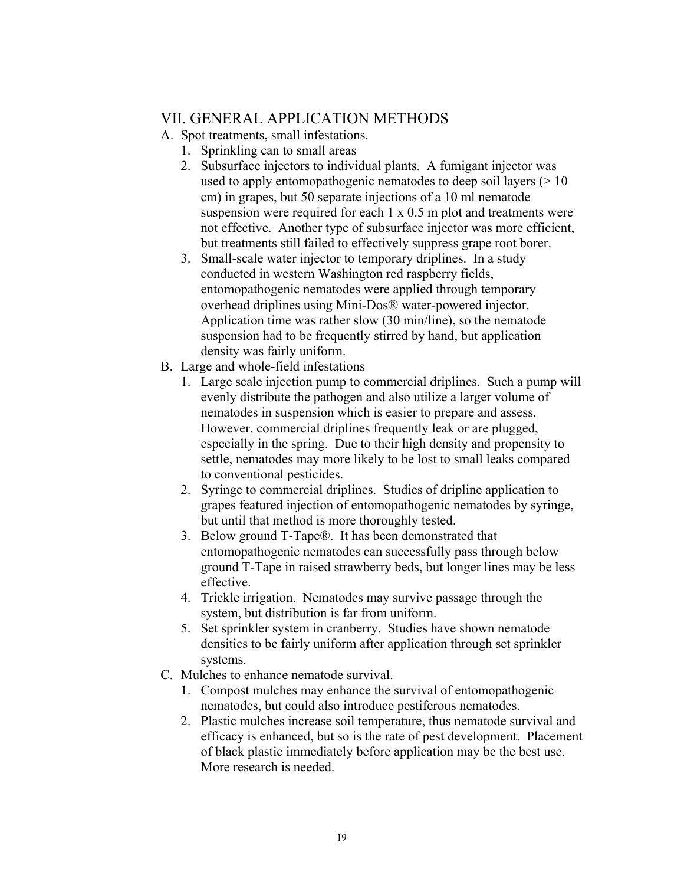## VII. GENERAL APPLICATION METHODS

A. Spot treatments, small infestations.

1. Sprinkling can to small areas
2. Subsurface injectors to individual plants. A fumigant injector was used to apply entomopathogenic nematodes to deep soil layers (> 10 cm) in grapes, but 50 separate injections of a 10 ml nematode suspension were required for each 1 x 0.5 m plot and treatments were not effective. Another type of subsurface injector was more efficient, but treatments still failed to effectively suppress grape root borer.
3. Small-scale water injector to temporary driplines. In a study conducted in western Washington red raspberry fields, entomopathogenic nematodes were applied through temporary overhead driplines using Mini-Dos® water-powered injector. Application time was rather slow (30 min/line), so the nematode suspension had to be frequently stirred by hand, but application density was fairly uniform.

B. Large and whole-field infestations

1. Large scale injection pump to commercial driplines. Such a pump will evenly distribute the pathogen and also utilize a larger volume of nematodes in suspension which is easier to prepare and assess. However, commercial driplines frequently leak or are plugged, especially in the spring. Due to their high density and propensity to settle, nematodes may more likely to be lost to small leaks compared to conventional pesticides.
2. Syringe to commercial driplines. Studies of dripline application to grapes featured injection of entomopathogenic nematodes by syringe, but until that method is more thoroughly tested.
3. Below ground T-Tape®. It has been demonstrated that entomopathogenic nematodes can successfully pass through below ground T-Tape in raised strawberry beds, but longer lines may be less effective.
4. Trickle irrigation. Nematodes may survive passage through the system, but distribution is far from uniform.
5. Set sprinkler system in cranberry. Studies have shown nematode densities to be fairly uniform after application through set sprinkler systems.

C. Mulches to enhance nematode survival.

1. Compost mulches may enhance the survival of entomopathogenic nematodes, but could also introduce pestiferous nematodes.
2. Plastic mulches increase soil temperature, thus nematode survival and efficacy is enhanced, but so is the rate of pest development. Placement of black plastic immediately before application may be the best use. More research is needed.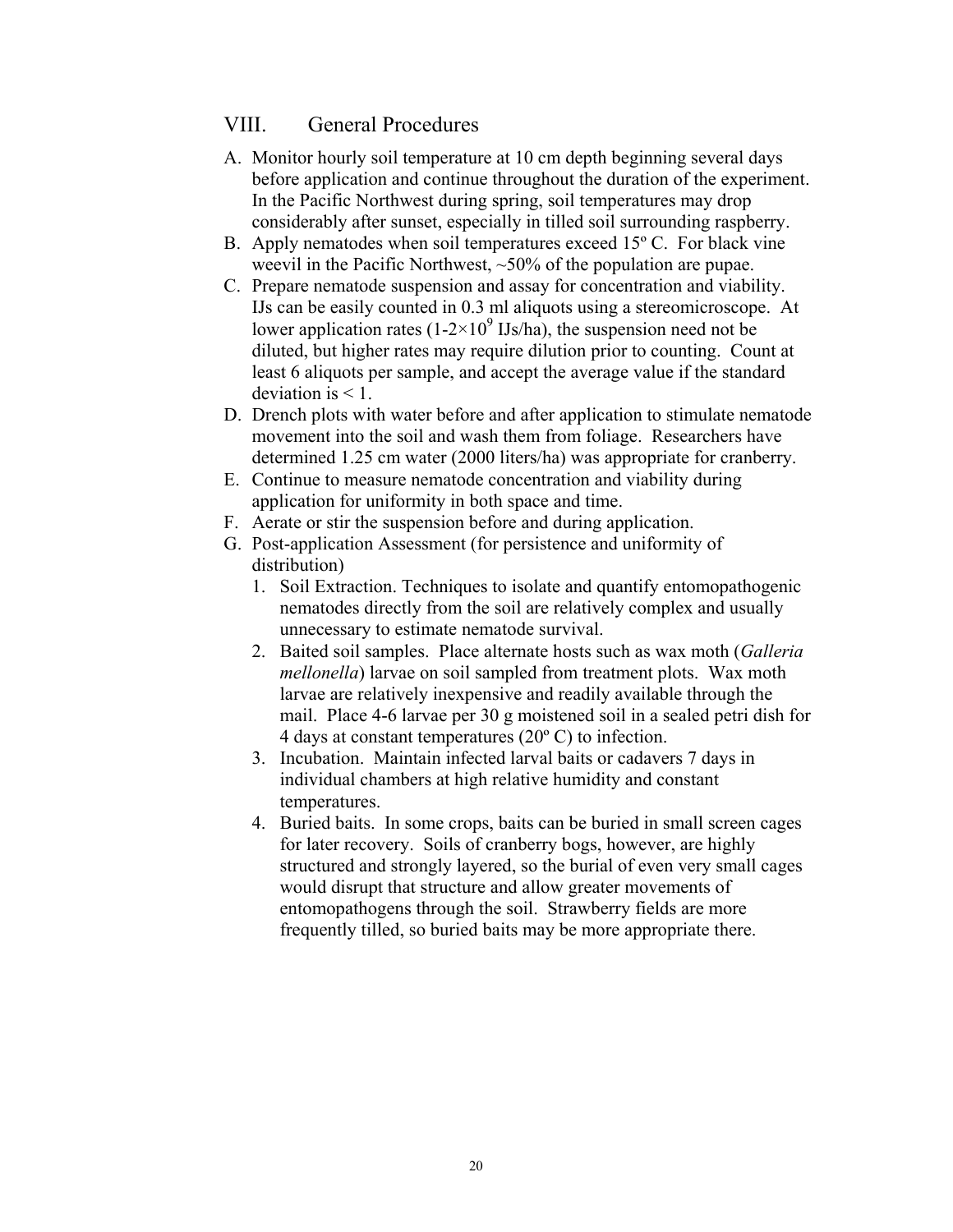## VIII. General Procedures

A. Monitor hourly soil temperature at 10 cm depth beginning several days before application and continue throughout the duration of the experiment. In the Pacific Northwest during spring, soil temperatures may drop considerably after sunset, especially in tilled soil surrounding raspberry.

B. Apply nematodes when soil temperatures exceed 15º C. For black vine weevil in the Pacific Northwest, ~50% of the population are pupae.

C. Prepare nematode suspension and assay for concentration and viability. IJs can be easily counted in 0.3 ml aliquots using a stereomicroscope. At lower application rates ($1\text{-}2 \times 10^9$ IJs/ha), the suspension need not be diluted, but higher rates may require dilution prior to counting. Count at least 6 aliquots per sample, and accept the average value if the standard deviation is < 1.

D. Drench plots with water before and after application to stimulate nematode movement into the soil and wash them from foliage. Researchers have determined 1.25 cm water (2000 liters/ha) was appropriate for cranberry.

E. Continue to measure nematode concentration and viability during application for uniformity in both space and time.

F. Aerate or stir the suspension before and during application.

G. Post-application Assessment (for persistence and uniformity of distribution)

   1. Soil Extraction. Techniques to isolate and quantify entomopathogenic nematodes directly from the soil are relatively complex and usually unnecessary to estimate nematode survival.
   2. Baited soil samples. Place alternate hosts such as wax moth (*Galleria mellonella*) larvae on soil sampled from treatment plots. Wax moth larvae are relatively inexpensive and readily available through the mail. Place 4-6 larvae per 30 g moistened soil in a sealed petri dish for 4 days at constant temperatures (20º C) to infection.
   3. Incubation. Maintain infected larval baits or cadavers 7 days in individual chambers at high relative humidity and constant temperatures.
   4. Buried baits. In some crops, baits can be buried in small screen cages for later recovery. Soils of cranberry bogs, however, are highly structured and strongly layered, so the burial of even very small cages would disrupt that structure and allow greater movements of entomopathogens through the soil. Strawberry fields are more frequently tilled, so buried baits may be more appropriate there.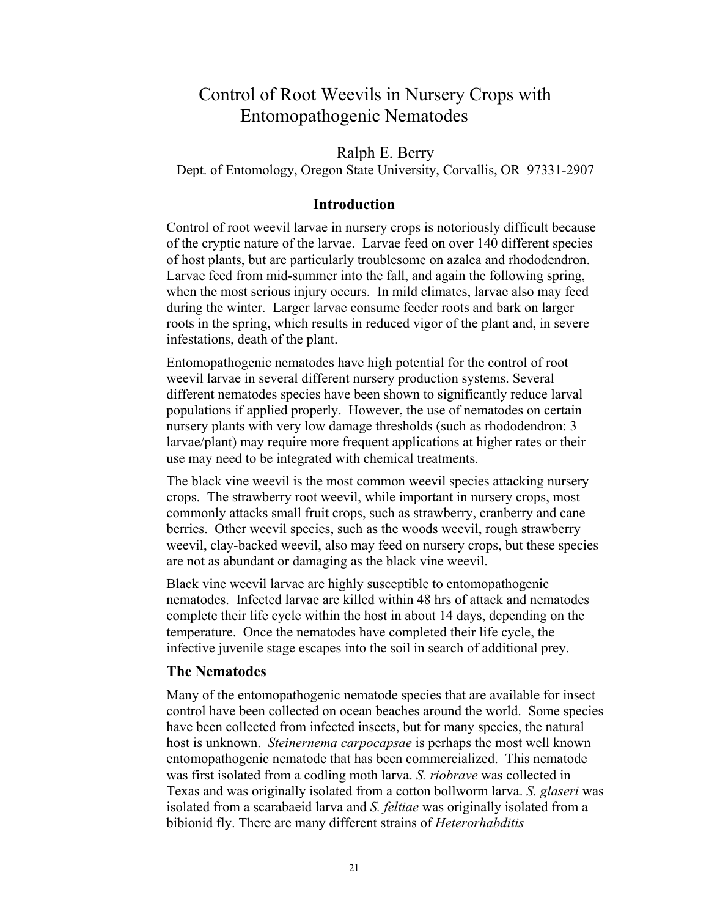# Control of Root Weevils in Nursery Crops with Entomopathogenic Nematodes

Ralph E. Berry

Dept. of Entomology, Oregon State University, Corvallis, OR 97331-2907

## Introduction

Control of root weevil larvae in nursery crops is notoriously difficult because of the cryptic nature of the larvae. Larvae feed on over 140 different species of host plants, but are particularly troublesome on azalea and rhododendron. Larvae feed from mid-summer into the fall, and again the following spring, when the most serious injury occurs. In mild climates, larvae also may feed during the winter. Larger larvae consume feeder roots and bark on larger roots in the spring, which results in reduced vigor of the plant and, in severe infestations, death of the plant.

Entomopathogenic nematodes have high potential for the control of root weevil larvae in several different nursery production systems. Several different nematodes species have been shown to significantly reduce larval populations if applied properly. However, the use of nematodes on certain nursery plants with very low damage thresholds (such as rhododendron: 3 larvae/plant) may require more frequent applications at higher rates or their use may need to be integrated with chemical treatments.

The black vine weevil is the most common weevil species attacking nursery crops. The strawberry root weevil, while important in nursery crops, most commonly attacks small fruit crops, such as strawberry, cranberry and cane berries. Other weevil species, such as the woods weevil, rough strawberry weevil, clay-backed weevil, also may feed on nursery crops, but these species are not as abundant or damaging as the black vine weevil.

Black vine weevil larvae are highly susceptible to entomopathogenic nematodes. Infected larvae are killed within 48 hrs of attack and nematodes complete their life cycle within the host in about 14 days, depending on the temperature. Once the nematodes have completed their life cycle, the infective juvenile stage escapes into the soil in search of additional prey.

### The Nematodes

Many of the entomopathogenic nematode species that are available for insect control have been collected on ocean beaches around the world. Some species have been collected from infected insects, but for many species, the natural host is unknown. *Steinernema carpocapsae* is perhaps the most well known entomopathogenic nematode that has been commercialized. This nematode was first isolated from a codling moth larva. *S. riobrave* was collected in Texas and was originally isolated from a cotton bollworm larva. *S. glaseri* was isolated from a scarabaeid larva and *S. feltiae* was originally isolated from a bibionid fly. There are many different strains of *Heterorhabditis*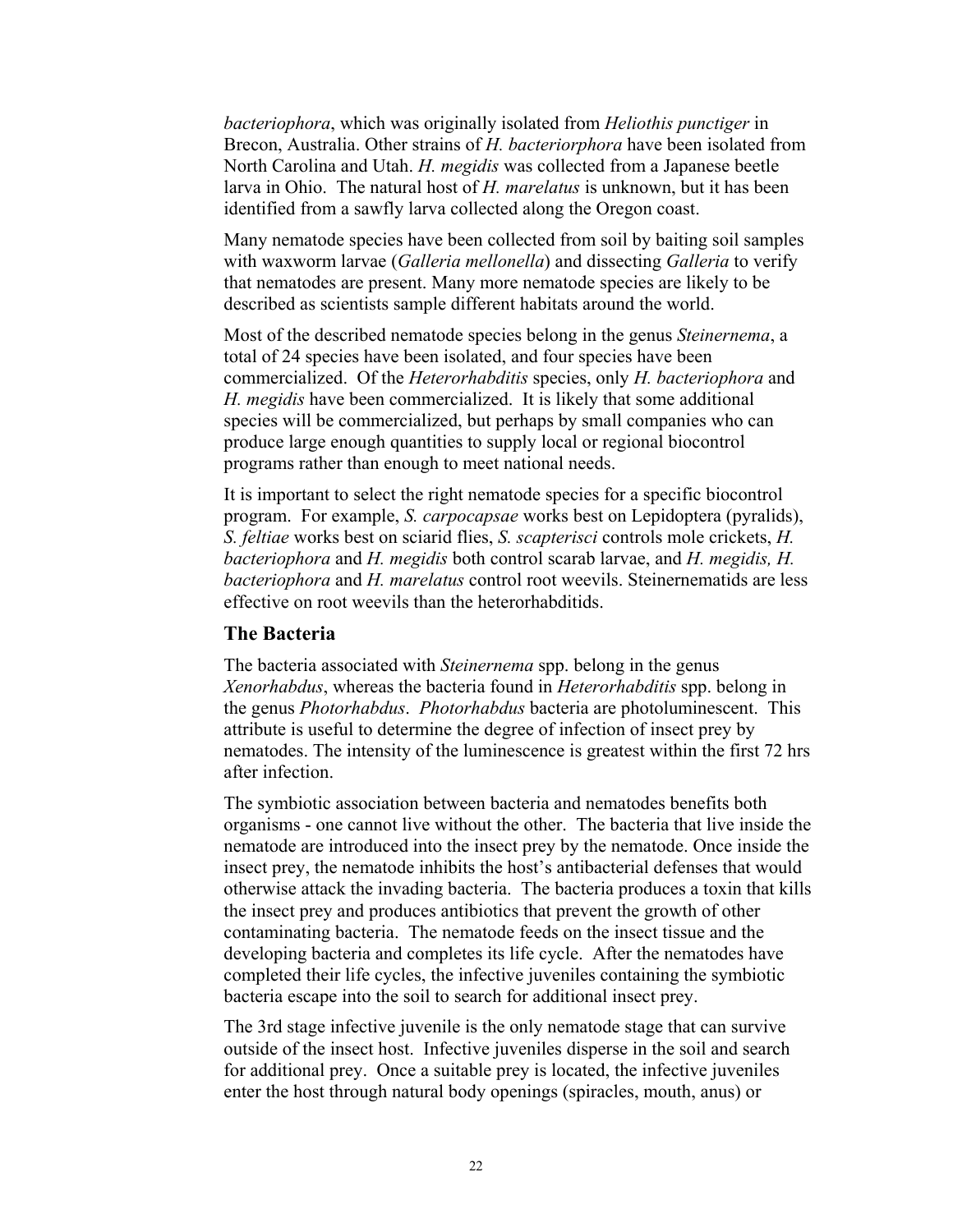*bacteriophora*, which was originally isolated from *Heliothis punctiger* in Brecon, Australia. Other strains of *H. bacteriorphora* have been isolated from North Carolina and Utah. *H. megidis* was collected from a Japanese beetle larva in Ohio. The natural host of *H. marelatus* is unknown, but it has been identified from a sawfly larva collected along the Oregon coast.

Many nematode species have been collected from soil by baiting soil samples with waxworm larvae (*Galleria mellonella*) and dissecting *Galleria* to verify that nematodes are present. Many more nematode species are likely to be described as scientists sample different habitats around the world.

Most of the described nematode species belong in the genus *Steinernema*, a total of 24 species have been isolated, and four species have been commercialized. Of the *Heterorhabditis* species, only *H. bacteriophora* and *H. megidis* have been commercialized. It is likely that some additional species will be commercialized, but perhaps by small companies who can produce large enough quantities to supply local or regional biocontrol programs rather than enough to meet national needs.

It is important to select the right nematode species for a specific biocontrol program. For example, *S. carpocapsae* works best on Lepidoptera (pyralids), *S. feltiae* works best on sciarid flies, *S. scapterisci* controls mole crickets, *H. bacteriophora* and *H. megidis* both control scarab larvae, and *H. megidis, H. bacteriophora* and *H. marelatus* control root weevils. Steinernematids are less effective on root weevils than the heterorhabditids.

### The Bacteria

The bacteria associated with *Steinernema* spp. belong in the genus *Xenorhabdus*, whereas the bacteria found in *Heterorhabditis* spp. belong in the genus *Photorhabdus*. *Photorhabdus* bacteria are photoluminescent. This attribute is useful to determine the degree of infection of insect prey by nematodes. The intensity of the luminescence is greatest within the first 72 hrs after infection.

The symbiotic association between bacteria and nematodes benefits both organisms - one cannot live without the other. The bacteria that live inside the nematode are introduced into the insect prey by the nematode. Once inside the insect prey, the nematode inhibits the host's antibacterial defenses that would otherwise attack the invading bacteria. The bacteria produces a toxin that kills the insect prey and produces antibiotics that prevent the growth of other contaminating bacteria. The nematode feeds on the insect tissue and the developing bacteria and completes its life cycle. After the nematodes have completed their life cycles, the infective juveniles containing the symbiotic bacteria escape into the soil to search for additional insect prey.

The 3rd stage infective juvenile is the only nematode stage that can survive outside of the insect host. Infective juveniles disperse in the soil and search for additional prey. Once a suitable prey is located, the infective juveniles enter the host through natural body openings (spiracles, mouth, anus) or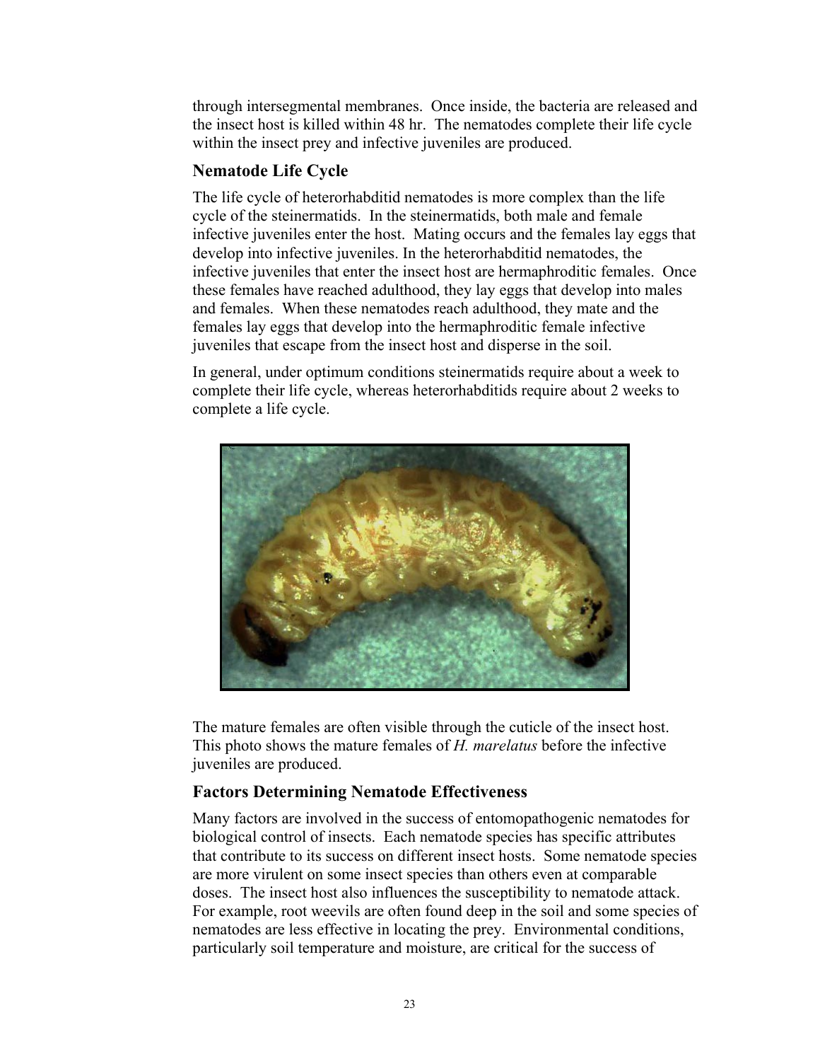through intersegmental membranes. Once inside, the bacteria are released and the insect host is killed within 48 hr. The nematodes complete their life cycle within the insect prey and infective juveniles are produced.

## Nematode Life Cycle

The life cycle of heterorhabditid nematodes is more complex than the life cycle of the steinermatids. In the steinermatids, both male and female infective juveniles enter the host. Mating occurs and the females lay eggs that develop into infective juveniles. In the heterorhabditid nematodes, the infective juveniles that enter the insect host are hermaphroditic females. Once these females have reached adulthood, they lay eggs that develop into males and females. When these nematodes reach adulthood, they mate and the females lay eggs that develop into the hermaphroditic female infective juveniles that escape from the insect host and disperse in the soil.

In general, under optimum conditions steinermatids require about a week to complete their life cycle, whereas heterorhabditids require about 2 weeks to complete a life cycle.

The mature females are often visible through the cuticle of the insect host. This photo shows the mature females of *H. marelatus* before the infective juveniles are produced.

## Factors Determining Nematode Effectiveness

Many factors are involved in the success of entomopathogenic nematodes for biological control of insects. Each nematode species has specific attributes that contribute to its success on different insect hosts. Some nematode species are more virulent on some insect species than others even at comparable doses. The insect host also influences the susceptibility to nematode attack. For example, root weevils are often found deep in the soil and some species of nematodes are less effective in locating the prey. Environmental conditions, particularly soil temperature and moisture, are critical for the success of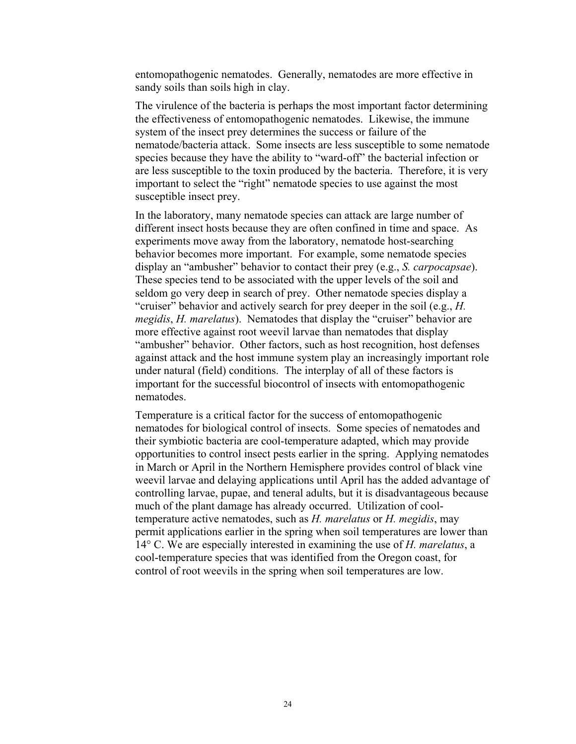entomopathogenic nematodes. Generally, nematodes are more effective in sandy soils than soils high in clay.

The virulence of the bacteria is perhaps the most important factor determining the effectiveness of entomopathogenic nematodes. Likewise, the immune system of the insect prey determines the success or failure of the nematode/bacteria attack. Some insects are less susceptible to some nematode species because they have the ability to "ward-off" the bacterial infection or are less susceptible to the toxin produced by the bacteria. Therefore, it is very important to select the "right" nematode species to use against the most susceptible insect prey.

In the laboratory, many nematode species can attack are large number of different insect hosts because they are often confined in time and space. As experiments move away from the laboratory, nematode host-searching behavior becomes more important. For example, some nematode species display an "ambusher" behavior to contact their prey (e.g., *S. carpocapsae*). These species tend to be associated with the upper levels of the soil and seldom go very deep in search of prey. Other nematode species display a "cruiser" behavior and actively search for prey deeper in the soil (e.g., *H. megidis*, *H. marelatus*). Nematodes that display the "cruiser" behavior are more effective against root weevil larvae than nematodes that display "ambusher" behavior. Other factors, such as host recognition, host defenses against attack and the host immune system play an increasingly important role under natural (field) conditions. The interplay of all of these factors is important for the successful biocontrol of insects with entomopathogenic nematodes.

Temperature is a critical factor for the success of entomopathogenic nematodes for biological control of insects. Some species of nematodes and their symbiotic bacteria are cool-temperature adapted, which may provide opportunities to control insect pests earlier in the spring. Applying nematodes in March or April in the Northern Hemisphere provides control of black vine weevil larvae and delaying applications until April has the added advantage of controlling larvae, pupae, and teneral adults, but it is disadvantageous because much of the plant damage has already occurred. Utilization of cool-temperature active nematodes, such as *H. marelatus* or *H. megidis*, may permit applications earlier in the spring when soil temperatures are lower than 14° C. We are especially interested in examining the use of *H. marelatus*, a cool-temperature species that was identified from the Oregon coast, for control of root weevils in the spring when soil temperatures are low.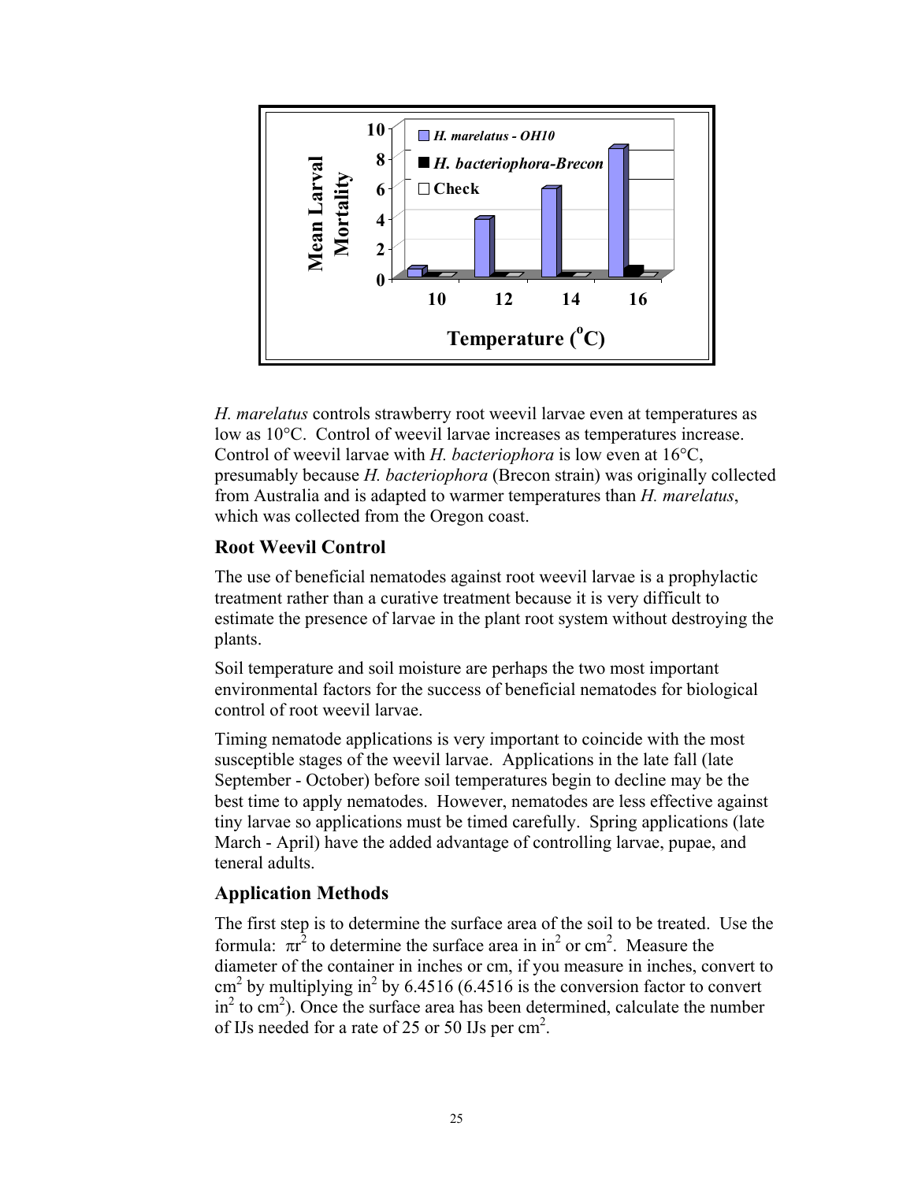*H. marelatus* controls strawberry root weevil larvae even at temperatures as low as 10°C. Control of weevil larvae increases as temperatures increase. Control of weevil larvae with *H. bacteriophora* is low even at 16°C, presumably because *H. bacteriophora* (Brecon strain) was originally collected from Australia and is adapted to warmer temperatures than *H. marelatus*, which was collected from the Oregon coast.

## Root Weevil Control

The use of beneficial nematodes against root weevil larvae is a prophylactic treatment rather than a curative treatment because it is very difficult to estimate the presence of larvae in the plant root system without destroying the plants.

Soil temperature and soil moisture are perhaps the two most important environmental factors for the success of beneficial nematodes for biological control of root weevil larvae.

Timing nematode applications is very important to coincide with the most susceptible stages of the weevil larvae. Applications in the late fall (late September - October) before soil temperatures begin to decline may be the best time to apply nematodes. However, nematodes are less effective against tiny larvae so applications must be timed carefully. Spring applications (late March - April) have the added advantage of controlling larvae, pupae, and teneral adults.

## Application Methods

The first step is to determine the surface area of the soil to be treated. Use the formula: $\pi r^2$ to determine the surface area in $in^2$ or $cm^2$. Measure the diameter of the container in inches or cm, if you measure in inches, convert to $cm^2$ by multiplying $in^2$ by 6.4516 (6.4516 is the conversion factor to convert $in^2$ to $cm^2$). Once the surface area has been determined, calculate the number of IJs needed for a rate of 25 or 50 IJs per $cm^2$.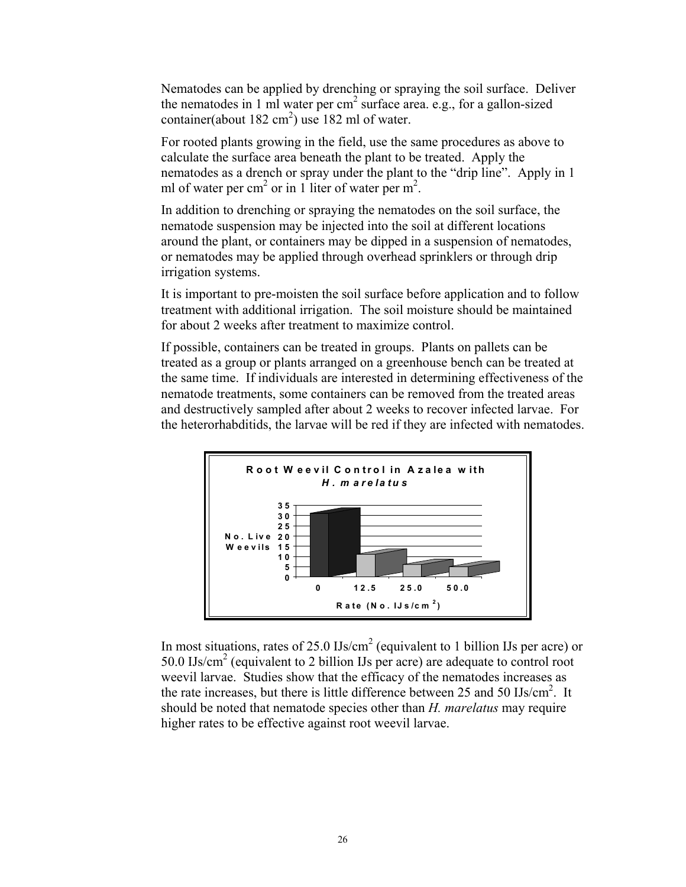Nematodes can be applied by drenching or spraying the soil surface. Deliver the nematodes in 1 ml water per $cm^2$ surface area. e.g., for a gallon-sized container(about 182 $cm^2$) use 182 ml of water.

For rooted plants growing in the field, use the same procedures as above to calculate the surface area beneath the plant to be treated. Apply the nematodes as a drench or spray under the plant to the "drip line". Apply in 1 ml of water per $cm^2$ or in 1 liter of water per $m^2$.

In addition to drenching or spraying the nematodes on the soil surface, the nematode suspension may be injected into the soil at different locations around the plant, or containers may be dipped in a suspension of nematodes, or nematodes may be applied through overhead sprinklers or through drip irrigation systems.

It is important to pre-moisten the soil surface before application and to follow treatment with additional irrigation. The soil moisture should be maintained for about 2 weeks after treatment to maximize control.

If possible, containers can be treated in groups. Plants on pallets can be treated as a group or plants arranged on a greenhouse bench can be treated at the same time. If individuals are interested in determining effectiveness of the nematode treatments, some containers can be removed from the treated areas and destructively sampled after about 2 weeks to recover infected larvae. For the heterorhabditids, the larvae will be red if they are infected with nematodes.

**Root Weevil Control in Azalea with *H. marelatus***

(Chart: No. Live Weevils vs. Rate (No. IJs/$cm^2$): 0, 12.5, 25.0, 50.0)

In most situations, rates of 25.0 IJs/$cm^2$ (equivalent to 1 billion IJs per acre) or 50.0 IJs/$cm^2$ (equivalent to 2 billion IJs per acre) are adequate to control root weevil larvae. Studies show that the efficacy of the nematodes increases as the rate increases, but there is little difference between 25 and 50 IJs/$cm^2$. It should be noted that nematode species other than *H. marelatus* may require higher rates to be effective against root weevil larvae.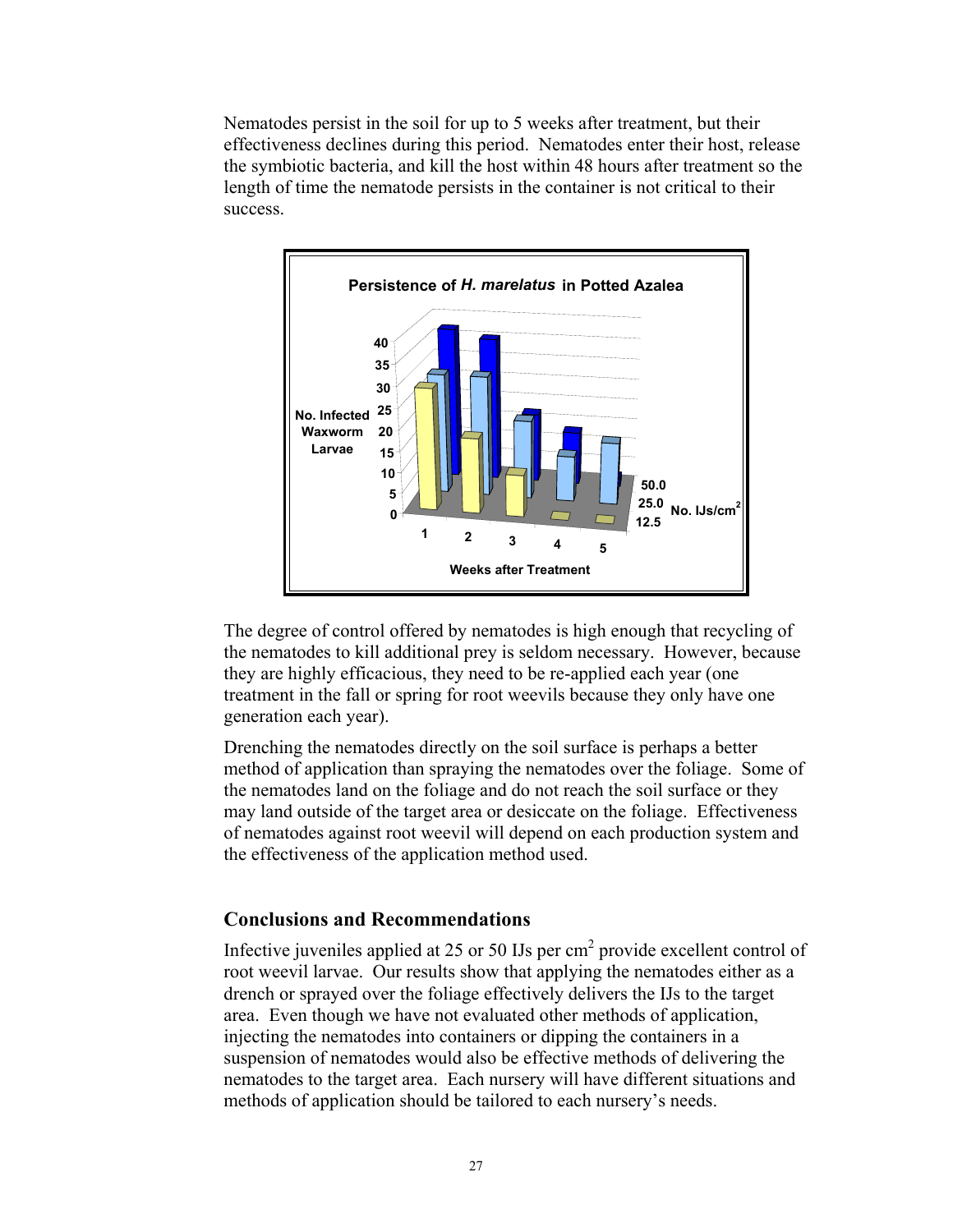Nematodes persist in the soil for up to 5 weeks after treatment, but their effectiveness declines during this period. Nematodes enter their host, release the symbiotic bacteria, and kill the host within 48 hours after treatment so the length of time the nematode persists in the container is not critical to their success.

The degree of control offered by nematodes is high enough that recycling of the nematodes to kill additional prey is seldom necessary. However, because they are highly efficacious, they need to be re-applied each year (one treatment in the fall or spring for root weevils because they only have one generation each year).

Drenching the nematodes directly on the soil surface is perhaps a better method of application than spraying the nematodes over the foliage. Some of the nematodes land on the foliage and do not reach the soil surface or they may land outside of the target area or desiccate on the foliage. Effectiveness of nematodes against root weevil will depend on each production system and the effectiveness of the application method used.

## Conclusions and Recommendations

Infective juveniles applied at 25 or 50 IJs per $cm^2$ provide excellent control of root weevil larvae. Our results show that applying the nematodes either as a drench or sprayed over the foliage effectively delivers the IJs to the target area. Even though we have not evaluated other methods of application, injecting the nematodes into containers or dipping the containers in a suspension of nematodes would also be effective methods of delivering the nematodes to the target area. Each nursery will have different situations and methods of application should be tailored to each nursery's needs.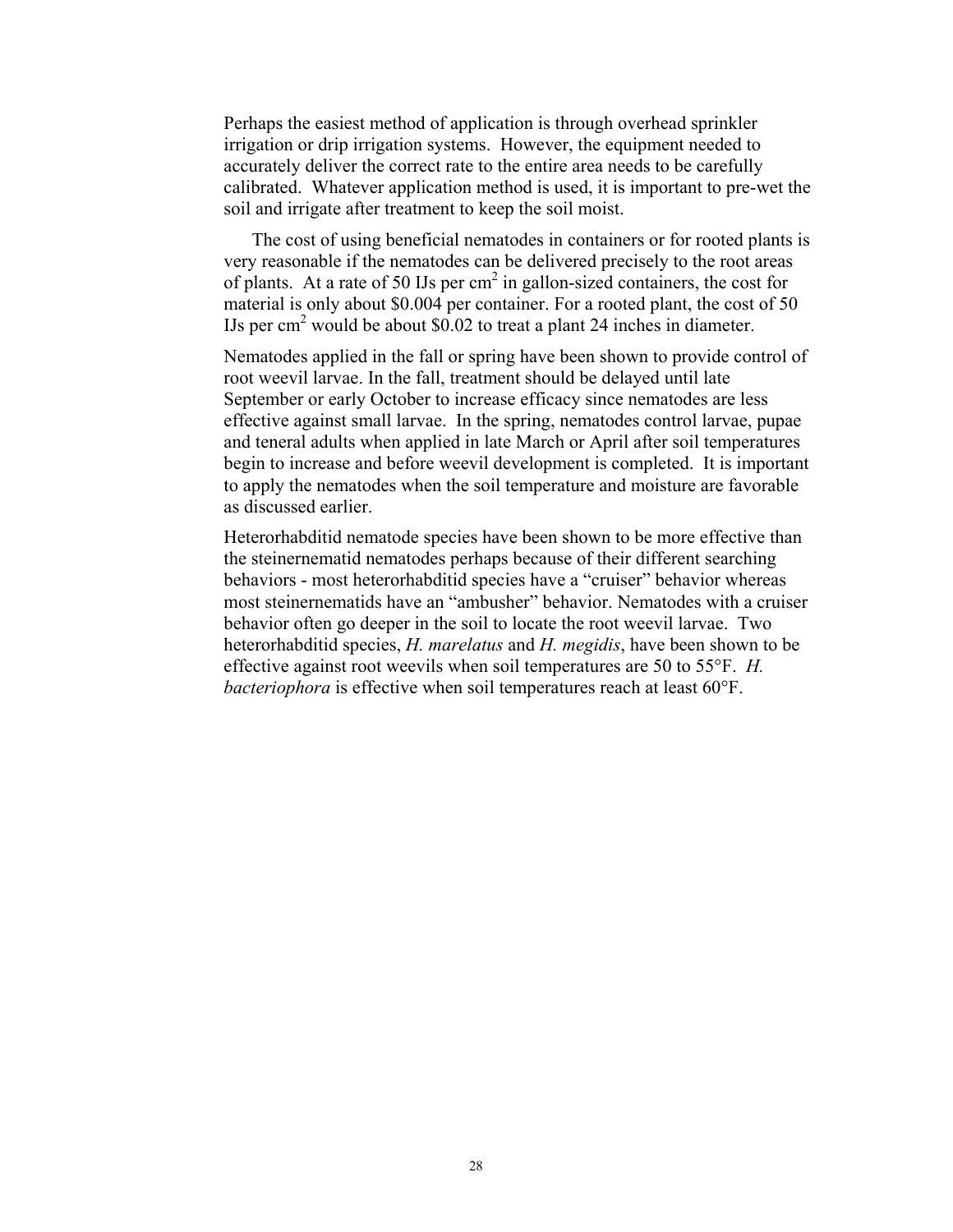Perhaps the easiest method of application is through overhead sprinkler irrigation or drip irrigation systems. However, the equipment needed to accurately deliver the correct rate to the entire area needs to be carefully calibrated. Whatever application method is used, it is important to pre-wet the soil and irrigate after treatment to keep the soil moist.

The cost of using beneficial nematodes in containers or for rooted plants is very reasonable if the nematodes can be delivered precisely to the root areas of plants. At a rate of 50 IJs per $cm^2$ in gallon-sized containers, the cost for material is only about \$0.004 per container. For a rooted plant, the cost of 50 IJs per $cm^2$ would be about \$0.02 to treat a plant 24 inches in diameter.

Nematodes applied in the fall or spring have been shown to provide control of root weevil larvae. In the fall, treatment should be delayed until late September or early October to increase efficacy since nematodes are less effective against small larvae. In the spring, nematodes control larvae, pupae and teneral adults when applied in late March or April after soil temperatures begin to increase and before weevil development is completed. It is important to apply the nematodes when the soil temperature and moisture are favorable as discussed earlier.

Heterorhabditid nematode species have been shown to be more effective than the steinernematid nematodes perhaps because of their different searching behaviors - most heterorhabditid species have a "cruiser" behavior whereas most steinernematids have an "ambusher" behavior. Nematodes with a cruiser behavior often go deeper in the soil to locate the root weevil larvae. Two heterorhabditid species, *H. marelatus* and *H. megidis*, have been shown to be effective against root weevils when soil temperatures are 50 to 55°F. *H. bacteriophora* is effective when soil temperatures reach at least 60°F.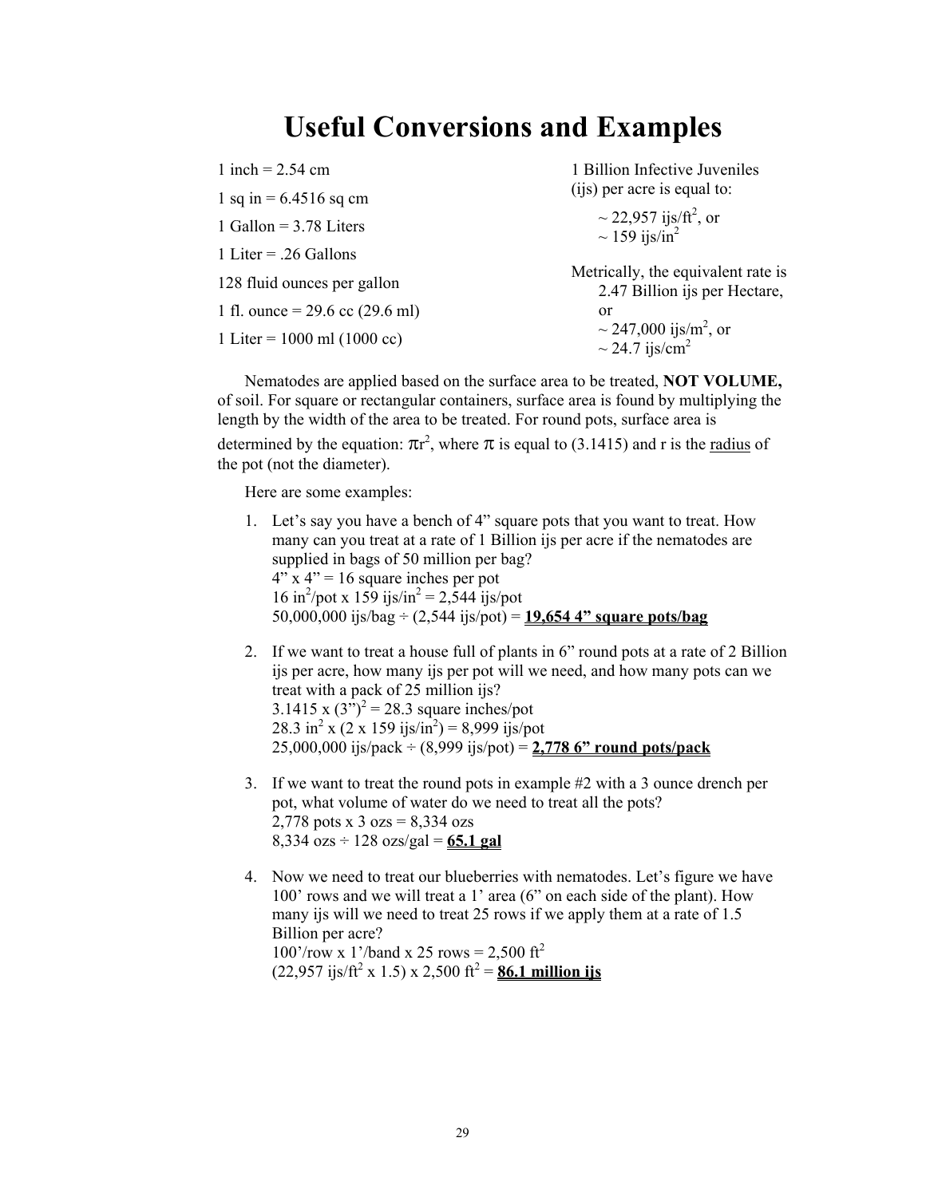# Useful Conversions and Examples

1 inch = 2.54 cm

1 sq in = 6.4516 sq cm

1 Gallon = 3.78 Liters

1 Liter = .26 Gallons

128 fluid ounces per gallon

1 fl. ounce = 29.6 cc (29.6 ml)

1 Liter = 1000 ml (1000 cc)

1 Billion Infective Juveniles (ijs) per acre is equal to:

~ 22,957 ijs/ft$^2$, or
~ 159 ijs/in$^2$

Metrically, the equivalent rate is 2.47 Billion ijs per Hectare, or
~ 247,000 ijs/m$^2$, or
~ 24.7 ijs/cm$^2$

Nematodes are applied based on the surface area to be treated, **NOT VOLUME,** of soil. For square or rectangular containers, surface area is found by multiplying the length by the width of the area to be treated. For round pots, surface area is determined by the equation: $\pi r^2$, where $\pi$ is equal to (3.1415) and r is the radius of the pot (not the diameter).

Here are some examples:

1. Let's say you have a bench of 4" square pots that you want to treat. How many can you treat at a rate of 1 Billion ijs per acre if the nematodes are supplied in bags of 50 million per bag?
   4" x 4" = 16 square inches per pot
   16 in$^2$/pot x 159 ijs/in$^2$ = 2,544 ijs/pot
   50,000,000 ijs/bag ÷ (2,544 ijs/pot) = **19,654 4" square pots/bag**

2. If we want to treat a house full of plants in 6" round pots at a rate of 2 Billion ijs per acre, how many ijs per pot will we need, and how many pots can we treat with a pack of 25 million ijs?
   3.1415 x (3")$^2$ = 28.3 square inches/pot
   28.3 in$^2$ x (2 x 159 ijs/in$^2$) = 8,999 ijs/pot
   25,000,000 ijs/pack ÷ (8,999 ijs/pot) = **2,778 6" round pots/pack**

3. If we want to treat the round pots in example #2 with a 3 ounce drench per pot, what volume of water do we need to treat all the pots?
   2,778 pots x 3 ozs = 8,334 ozs
   8,334 ozs ÷ 128 ozs/gal = **65.1 gal**

4. Now we need to treat our blueberries with nematodes. Let's figure we have 100' rows and we will treat a 1' area (6" on each side of the plant). How many ijs will we need to treat 25 rows if we apply them at a rate of 1.5 Billion per acre?
   100'/row x 1'/band x 25 rows = 2,500 ft$^2$
   (22,957 ijs/ft$^2$ x 1.5) x 2,500 ft$^2$ = **86.1 million ijs**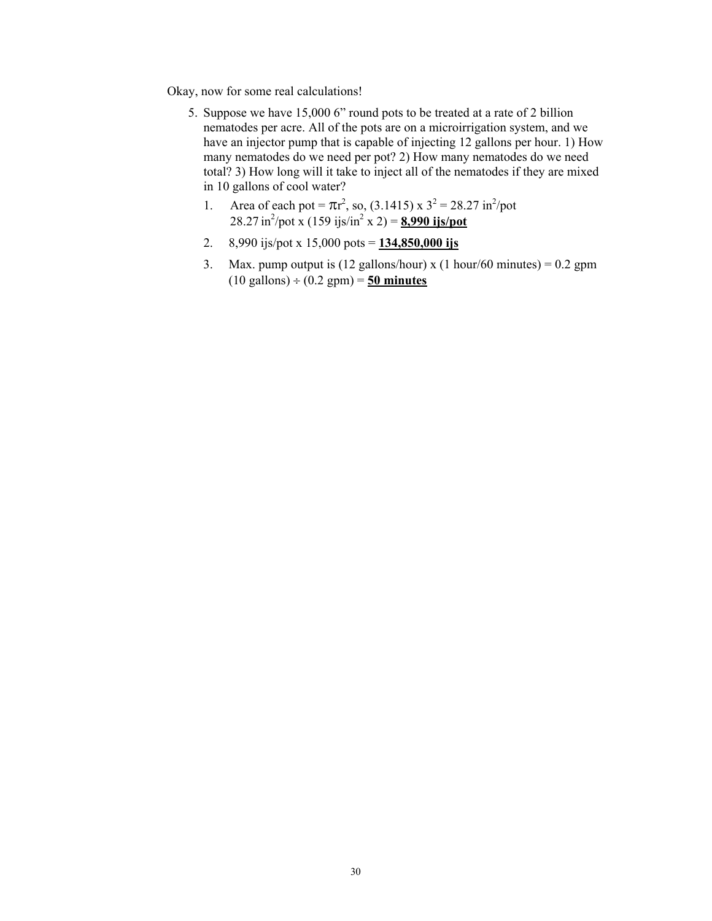Okay, now for some real calculations!

5. Suppose we have 15,000 6" round pots to be treated at a rate of 2 billion nematodes per acre. All of the pots are on a microirrigation system, and we have an injector pump that is capable of injecting 12 gallons per hour. 1) How many nematodes do we need per pot? 2) How many nematodes do we need total? 3) How long will it take to inject all of the nematodes if they are mixed in 10 gallons of cool water?

   1. Area of each pot = $\pi r^2$, so, (3.1415) x $3^2$ = 28.27 $in^2$/pot
      28.27 $in^2$/pot x (159 ijs/$in^2$ x 2) = **8,990 ijs/pot**

   2. 8,990 ijs/pot x 15,000 pots = **134,850,000 ijs**

   3. Max. pump output is (12 gallons/hour) x (1 hour/60 minutes) = 0.2 gpm
      (10 gallons) ÷ (0.2 gpm) = **50 minutes**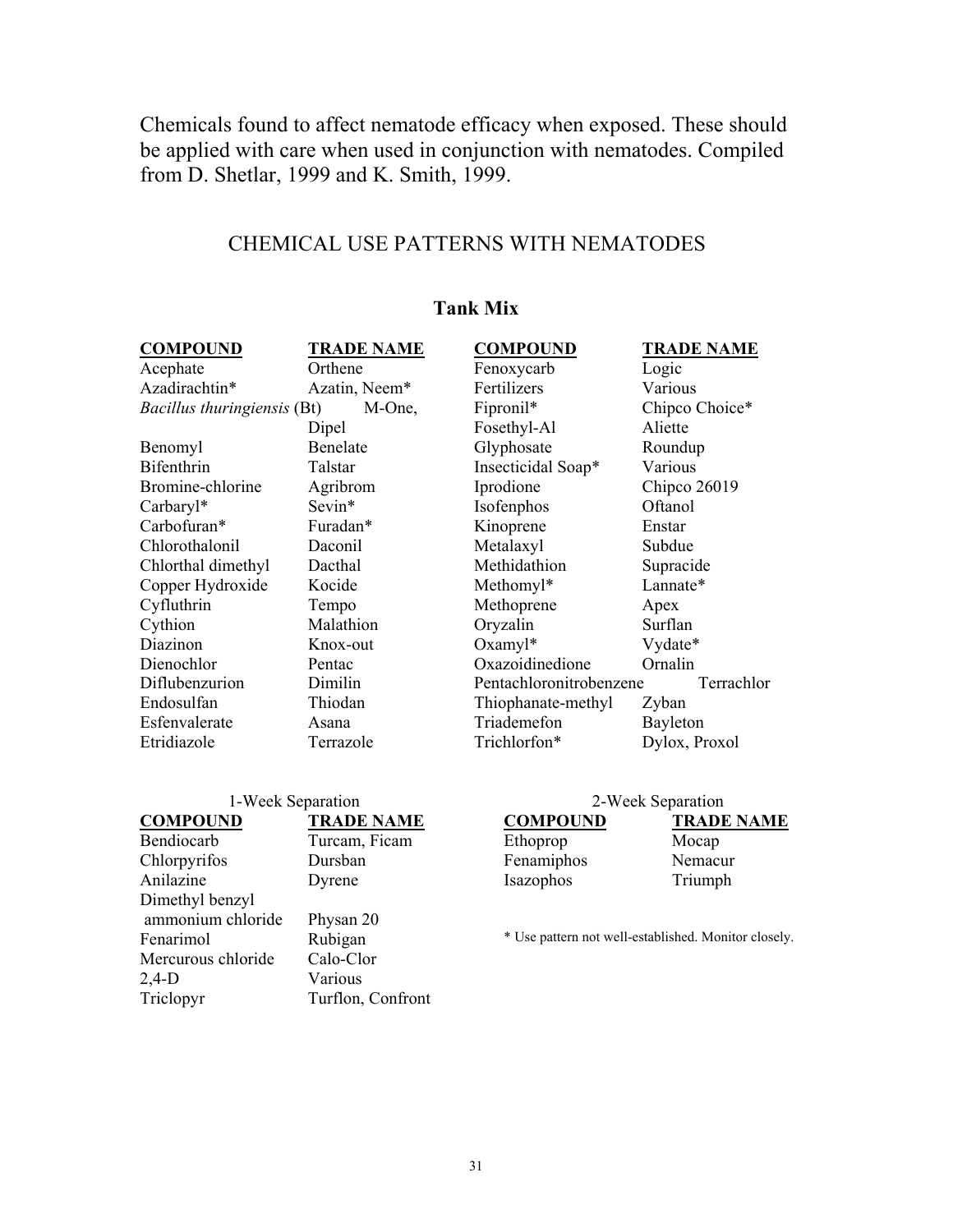Chemicals found to affect nematode efficacy when exposed. These should be applied with care when used in conjunction with nematodes. Compiled from D. Shetlar, 1999 and K. Smith, 1999.

## CHEMICAL USE PATTERNS WITH NEMATODES

### Tank Mix

| COMPOUND | TRADE NAME | COMPOUND | TRADE NAME |
|---|---|---|---|
| Acephate | Orthene | Fenoxycarb | Logic |
| Azadirachtin* | Azatin, Neem* | Fertilizers | Various |
| *Bacillus thuringiensis* (Bt) | M-One, Dipel | Fipronil* | Chipco Choice* |
| Benomyl | Benelate | Fosethyl-Al | Aliette |
| Bifenthrin | Talstar | Glyphosate | Roundup |
| Bromine-chlorine | Agribrom | Insecticidal Soap* | Various |
| Carbaryl* | Sevin* | Iprodione | Chipco 26019 |
| Carbofuran* | Furadan* | Isofenphos | Oftanol |
| Chlorothalonil | Daconil | Kinoprene | Enstar |
| Chlorthal dimethyl | Dacthal | Metalaxyl | Subdue |
| Copper Hydroxide | Kocide | Methidathion | Supracide |
| Cyfluthrin | Tempo | Methomyl* | Lannate* |
| Cythion | Malathion | Methoprene | Apex |
| Diazinon | Knox-out | Oryzalin | Surflan |
| Dienochlor | Pentac | Oxamyl* | Vydate* |
| Diflubenzurion | Dimilin | Oxazoidinedione | Ornalin |
| Endosulfan | Thiodan | Pentachloronitrobenzene | Terrachlor |
| Esfenvalerate | Asana | Thiophanate-methyl | Zyban |
| Etridiazole | Terrazole | Triademefon | Bayleton |
| | | Trichlorfon* | Dylox, Proxol |

1-Week Separation

| COMPOUND | TRADE NAME |
|---|---|
| Bendiocarb | Turcam, Ficam |
| Chlorpyrifos | Dursban |
| Anilazine | Dyrene |
| Dimethyl benzyl ammonium chloride | Physan 20 |
| Fenarimol | Rubigan |
| Mercurous chloride | Calo-Clor |
| 2,4-D | Various |
| Triclopyr | Turflon, Confront |

2-Week Separation

| COMPOUND | TRADE NAME |
|---|---|
| Ethoprop | Mocap |
| Fenamiphos | Nemacur |
| Isazophos | Triumph |

* Use pattern not well-established. Monitor closely.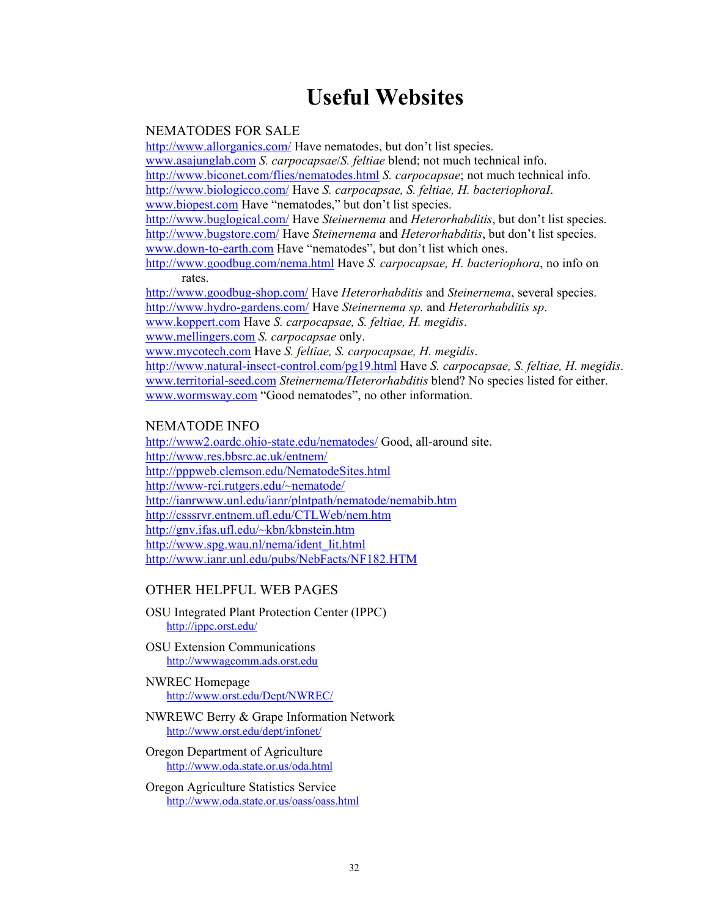# Useful Websites

NEMATODES FOR SALE

http://www.allorganics.com/ Have nematodes, but don't list species.
www.asajunglab.com *S. carpocapsae*/*S. feltiae* blend; not much technical info.
http://www.biconet.com/flies/nematodes.html *S. carpocapsae*; not much technical info.
http://www.biologicco.com/ Have *S. carpocapsae, S. feltiae, H. bacteriophoraI*.
www.biopest.com Have "nematodes," but don't list species.
http://www.buglogical.com/ Have *Steinernema* and *Heterorhabditis*, but don't list species.
http://www.bugstore.com/ Have *Steinernema* and *Heterorhabditis*, but don't list species.
www.down-to-earth.com Have "nematodes", but don't list which ones.
http://www.goodbug.com/nema.html Have *S. carpocapsae, H. bacteriophora*, no info on rates.
http://www.goodbug-shop.com/ Have *Heterorhabditis* and *Steinernema*, several species.
http://www.hydro-gardens.com/ Have *Steinernema sp.* and *Heterorhabditis sp*.
www.koppert.com Have *S. carpocapsae, S. feltiae, H. megidis*.
www.mellingers.com *S. carpocapsae* only.
www.mycotech.com Have *S. feltiae, S. carpocapsae, H. megidis*.
http://www.natural-insect-control.com/pg19.html Have *S. carpocapsae, S. feltiae, H. megidis*.
www.territorial-seed.com *Steinernema/Heterorhabditis* blend? No species listed for either.
www.wormsway.com "Good nematodes", no other information.

NEMATODE INFO

http://www2.oardc.ohio-state.edu/nematodes/ Good, all-around site.
http://www.res.bbsrc.ac.uk/entnem/
http://pppweb.clemson.edu/NematodeSites.html
http://www-rci.rutgers.edu/~nematode/
http://ianrwww.unl.edu/ianr/plntpath/nematode/nemabib.htm
http://csssrvr.entnem.ufl.edu/CTLWeb/nem.htm
http://gnv.ifas.ufl.edu/~kbn/kbnstein.htm
http://www.spg.wau.nl/nema/ident_lit.html
http://www.ianr.unl.edu/pubs/NebFacts/NF182.HTM

OTHER HELPFUL WEB PAGES

OSU Integrated Plant Protection Center (IPPC)
http://ippc.orst.edu/

OSU Extension Communications
http://wwwagcomm.ads.orst.edu

NWREC Homepage
http://www.orst.edu/Dept/NWREC/

NWREWC Berry & Grape Information Network
http://www.orst.edu/dept/infonet/

Oregon Department of Agriculture
http://www.oda.state.or.us/oda.html

Oregon Agriculture Statistics Service
http://www.oda.state.or.us/oass/oass.html